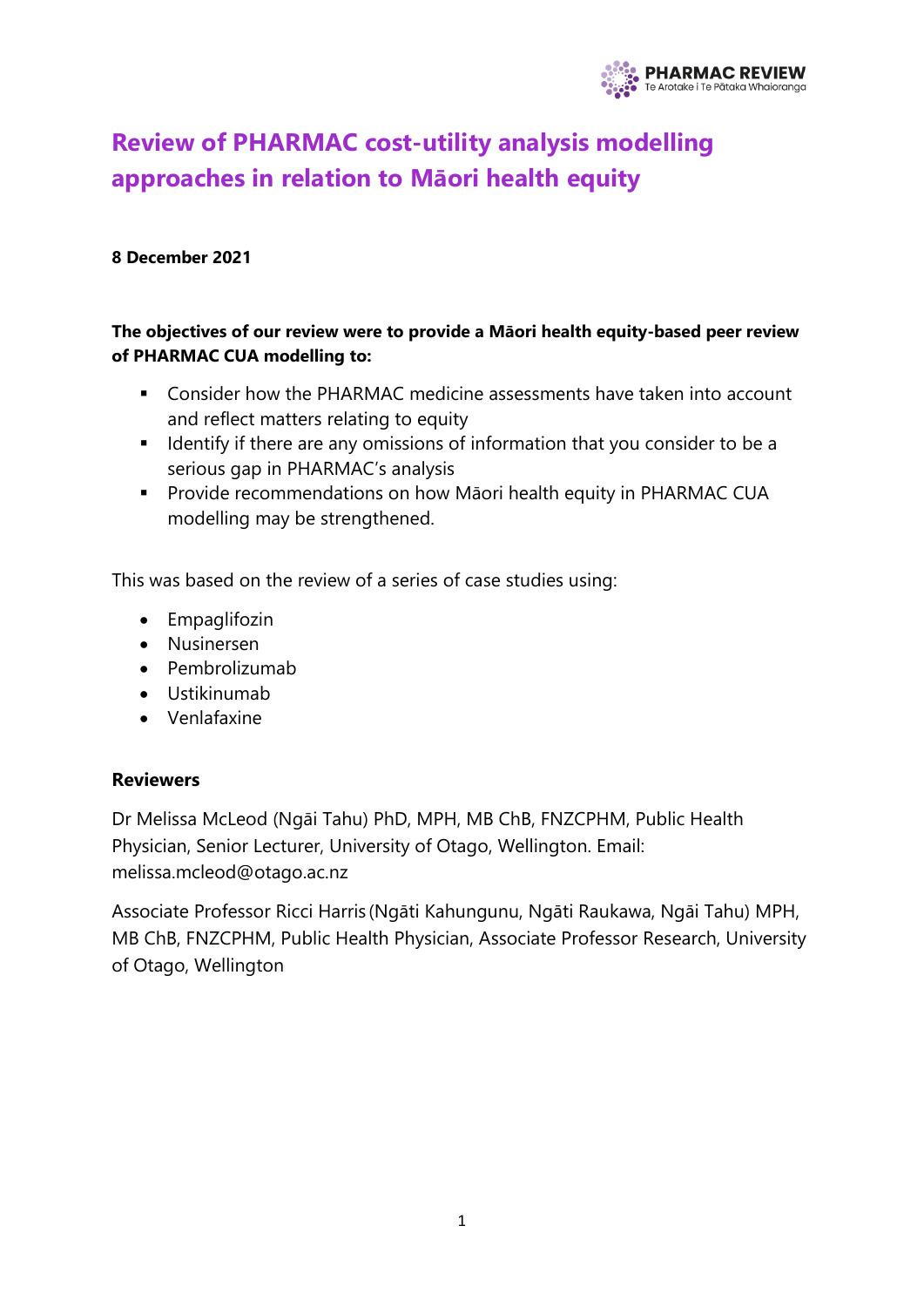# Review of PHARMAC cost-utility analysis modelling approaches in relation to Māori health equity

**8 December 2021**

**The objectives of our review were to provide a Māori health equity-based peer review of PHARMAC CUA modelling to:**

- Consider how the PHARMAC medicine assessments have taken into account and reflect matters relating to equity
- Identify if there are any omissions of information that you consider to be a serious gap in PHARMAC's analysis
- Provide recommendations on how Māori health equity in PHARMAC CUA modelling may be strengthened.

This was based on the review of a series of case studies using:

- Empaglifozin
- Nusinersen
- Pembrolizumab
- Ustikinumab
- Venlafaxine

**Reviewers**

Dr Melissa McLeod (Ngāi Tahu) PhD, MPH, MB ChB, FNZCPHM, Public Health Physician, Senior Lecturer, University of Otago, Wellington. Email: melissa.mcleod@otago.ac.nz

Associate Professor Ricci Harris (Ngāti Kahungunu, Ngāti Raukawa, Ngāi Tahu) MPH, MB ChB, FNZCPHM, Public Health Physician, Associate Professor Research, University of Otago, Wellington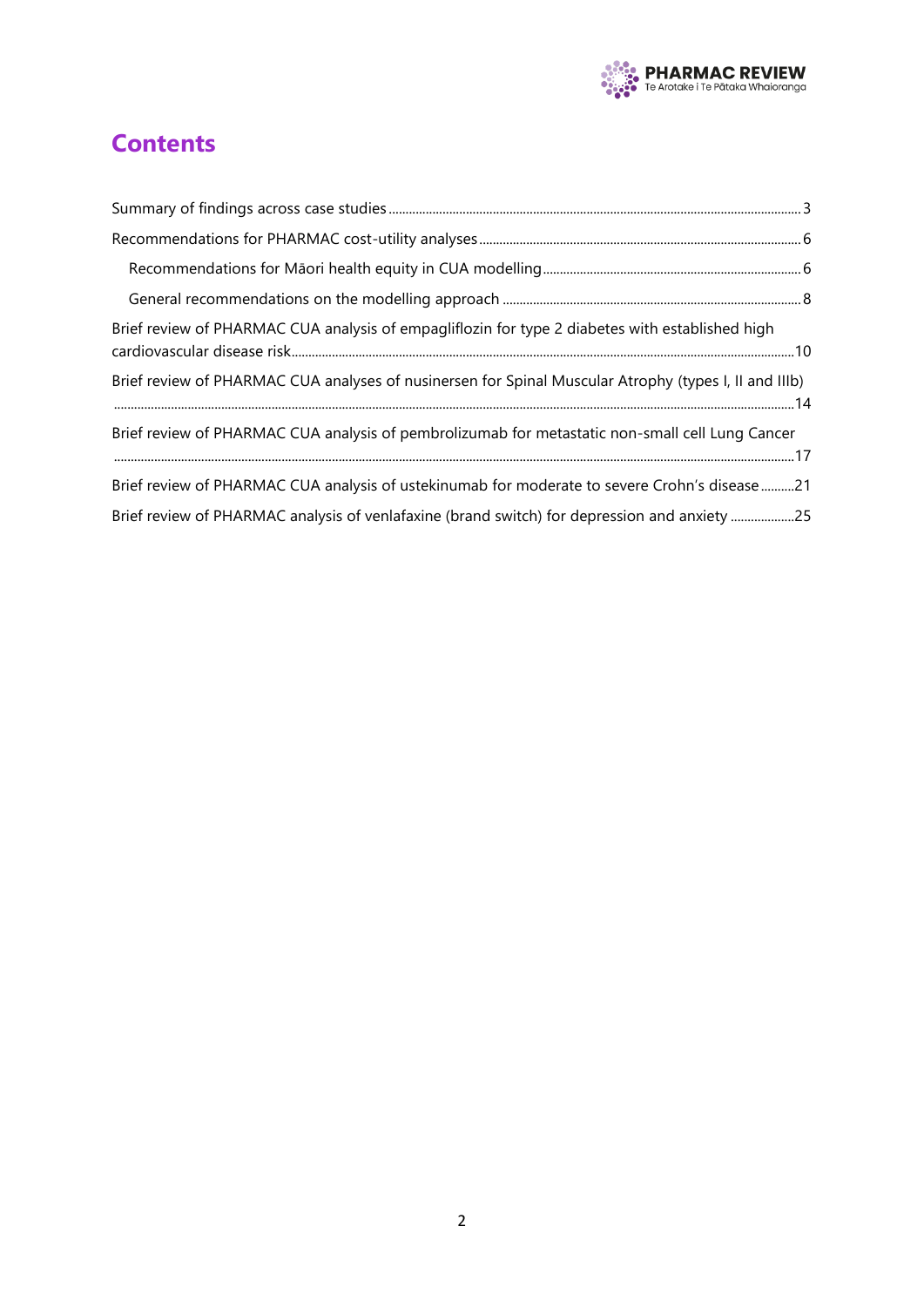# Contents

Summary of findings across case studies ..... 3

Recommendations for PHARMAC cost-utility analyses ..... 6

- Recommendations for Māori health equity in CUA modelling ..... 6
- General recommendations on the modelling approach ..... 8

Brief review of PHARMAC CUA analysis of empagliflozin for type 2 diabetes with established high cardiovascular disease risk ..... 10

Brief review of PHARMAC CUA analyses of nusinersen for Spinal Muscular Atrophy (types I, II and IIIb) ..... 14

Brief review of PHARMAC CUA analysis of pembrolizumab for metastatic non-small cell Lung Cancer ..... 17

Brief review of PHARMAC CUA analysis of ustekinumab for moderate to severe Crohn's disease ..... 21

Brief review of PHARMAC analysis of venlafaxine (brand switch) for depression and anxiety ..... 25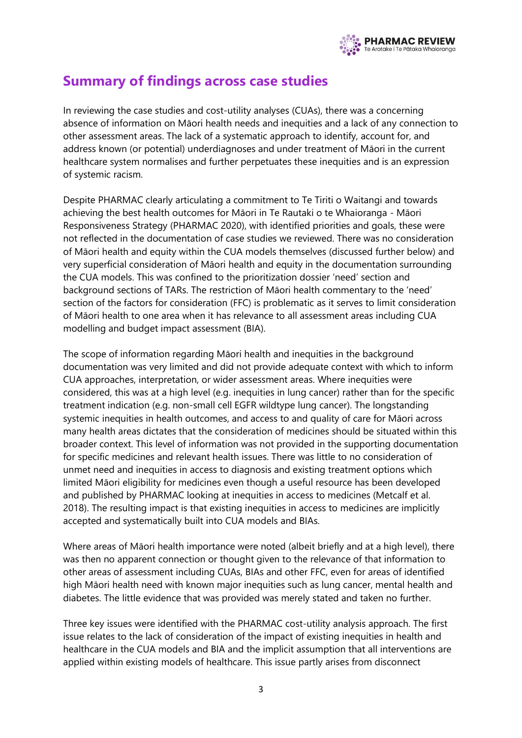## Summary of findings across case studies

In reviewing the case studies and cost-utility analyses (CUAs), there was a concerning absence of information on Māori health needs and inequities and a lack of any connection to other assessment areas. The lack of a systematic approach to identify, account for, and address known (or potential) underdiagnoses and under treatment of Māori in the current healthcare system normalises and further perpetuates these inequities and is an expression of systemic racism.

Despite PHARMAC clearly articulating a commitment to Te Tiriti o Waitangi and towards achieving the best health outcomes for Māori in Te Rautaki o te Whaioranga - Māori Responsiveness Strategy (PHARMAC 2020), with identified priorities and goals, these were not reflected in the documentation of case studies we reviewed. There was no consideration of Māori health and equity within the CUA models themselves (discussed further below) and very superficial consideration of Māori health and equity in the documentation surrounding the CUA models. This was confined to the prioritization dossier 'need' section and background sections of TARs. The restriction of Māori health commentary to the 'need' section of the factors for consideration (FFC) is problematic as it serves to limit consideration of Māori health to one area when it has relevance to all assessment areas including CUA modelling and budget impact assessment (BIA).

The scope of information regarding Māori health and inequities in the background documentation was very limited and did not provide adequate context with which to inform CUA approaches, interpretation, or wider assessment areas. Where inequities were considered, this was at a high level (e.g. inequities in lung cancer) rather than for the specific treatment indication (e.g. non-small cell EGFR wildtype lung cancer). The longstanding systemic inequities in health outcomes, and access to and quality of care for Māori across many health areas dictates that the consideration of medicines should be situated within this broader context. This level of information was not provided in the supporting documentation for specific medicines and relevant health issues. There was little to no consideration of unmet need and inequities in access to diagnosis and existing treatment options which limited Māori eligibility for medicines even though a useful resource has been developed and published by PHARMAC looking at inequities in access to medicines (Metcalf et al. 2018). The resulting impact is that existing inequities in access to medicines are implicitly accepted and systematically built into CUA models and BIAs.

Where areas of Māori health importance were noted (albeit briefly and at a high level), there was then no apparent connection or thought given to the relevance of that information to other areas of assessment including CUAs, BIAs and other FFC, even for areas of identified high Māori health need with known major inequities such as lung cancer, mental health and diabetes. The little evidence that was provided was merely stated and taken no further.

Three key issues were identified with the PHARMAC cost-utility analysis approach. The first issue relates to the lack of consideration of the impact of existing inequities in health and healthcare in the CUA models and BIA and the implicit assumption that all interventions are applied within existing models of healthcare. This issue partly arises from disconnect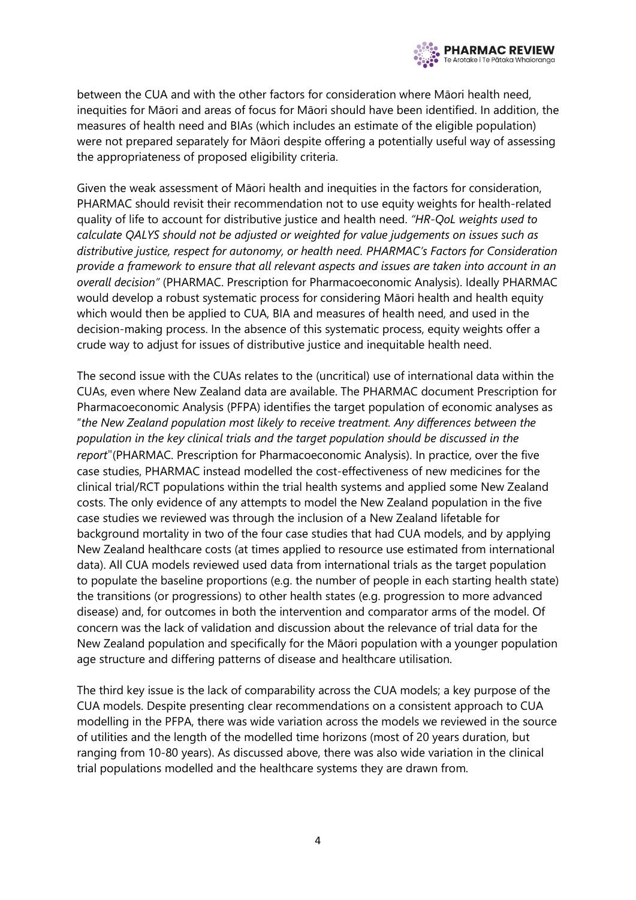between the CUA and with the other factors for consideration where Māori health need, inequities for Māori and areas of focus for Māori should have been identified. In addition, the measures of health need and BIAs (which includes an estimate of the eligible population) were not prepared separately for Māori despite offering a potentially useful way of assessing the appropriateness of proposed eligibility criteria.

Given the weak assessment of Māori health and inequities in the factors for consideration, PHARMAC should revisit their recommendation not to use equity weights for health-related quality of life to account for distributive justice and health need. *"HR-QoL weights used to calculate QALYS should not be adjusted or weighted for value judgements on issues such as distributive justice, respect for autonomy, or health need. PHARMAC's Factors for Consideration provide a framework to ensure that all relevant aspects and issues are taken into account in an overall decision"* (PHARMAC. Prescription for Pharmacoeconomic Analysis). Ideally PHARMAC would develop a robust systematic process for considering Māori health and health equity which would then be applied to CUA, BIA and measures of health need, and used in the decision-making process. In the absence of this systematic process, equity weights offer a crude way to adjust for issues of distributive justice and inequitable health need.

The second issue with the CUAs relates to the (uncritical) use of international data within the CUAs, even where New Zealand data are available. The PHARMAC document Prescription for Pharmacoeconomic Analysis (PFPA) identifies the target population of economic analyses as "*the New Zealand population most likely to receive treatment. Any differences between the population in the key clinical trials and the target population should be discussed in the report*"(PHARMAC. Prescription for Pharmacoeconomic Analysis). In practice, over the five case studies, PHARMAC instead modelled the cost-effectiveness of new medicines for the clinical trial/RCT populations within the trial health systems and applied some New Zealand costs. The only evidence of any attempts to model the New Zealand population in the five case studies we reviewed was through the inclusion of a New Zealand lifetable for background mortality in two of the four case studies that had CUA models, and by applying New Zealand healthcare costs (at times applied to resource use estimated from international data). All CUA models reviewed used data from international trials as the target population to populate the baseline proportions (e.g. the number of people in each starting health state) the transitions (or progressions) to other health states (e.g. progression to more advanced disease) and, for outcomes in both the intervention and comparator arms of the model. Of concern was the lack of validation and discussion about the relevance of trial data for the New Zealand population and specifically for the Māori population with a younger population age structure and differing patterns of disease and healthcare utilisation.

The third key issue is the lack of comparability across the CUA models; a key purpose of the CUA models. Despite presenting clear recommendations on a consistent approach to CUA modelling in the PFPA, there was wide variation across the models we reviewed in the source of utilities and the length of the modelled time horizons (most of 20 years duration, but ranging from 10-80 years). As discussed above, there was also wide variation in the clinical trial populations modelled and the healthcare systems they are drawn from.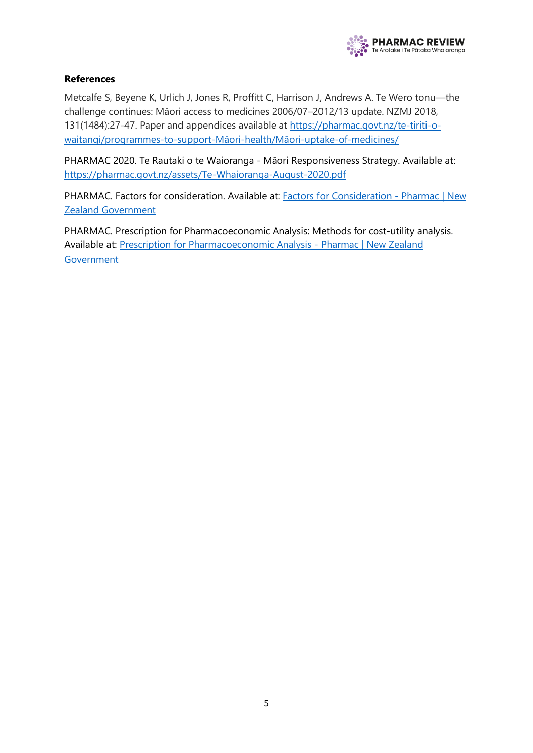**References**

Metcalfe S, Beyene K, Urlich J, Jones R, Proffitt C, Harrison J, Andrews A. Te Wero tonu—the challenge continues: Māori access to medicines 2006/07–2012/13 update. NZMJ 2018, 131(1484):27-47. Paper and appendices available at [https://pharmac.govt.nz/te-tiriti-o-waitangi/programmes-to-support-Māori-health/Māori-uptake-of-medicines/](https://pharmac.govt.nz/te-tiriti-o-waitangi/programmes-to-support-Māori-health/Māori-uptake-of-medicines/)

PHARMAC 2020. Te Rautaki o te Waioranga - Māori Responsiveness Strategy. Available at: [https://pharmac.govt.nz/assets/Te-Whaioranga-August-2020.pdf](https://pharmac.govt.nz/assets/Te-Whaioranga-August-2020.pdf)

PHARMAC. Factors for consideration. Available at: Factors for Consideration - Pharmac | New Zealand Government

PHARMAC. Prescription for Pharmacoeconomic Analysis: Methods for cost-utility analysis. Available at: Prescription for Pharmacoeconomic Analysis - Pharmac | New Zealand Government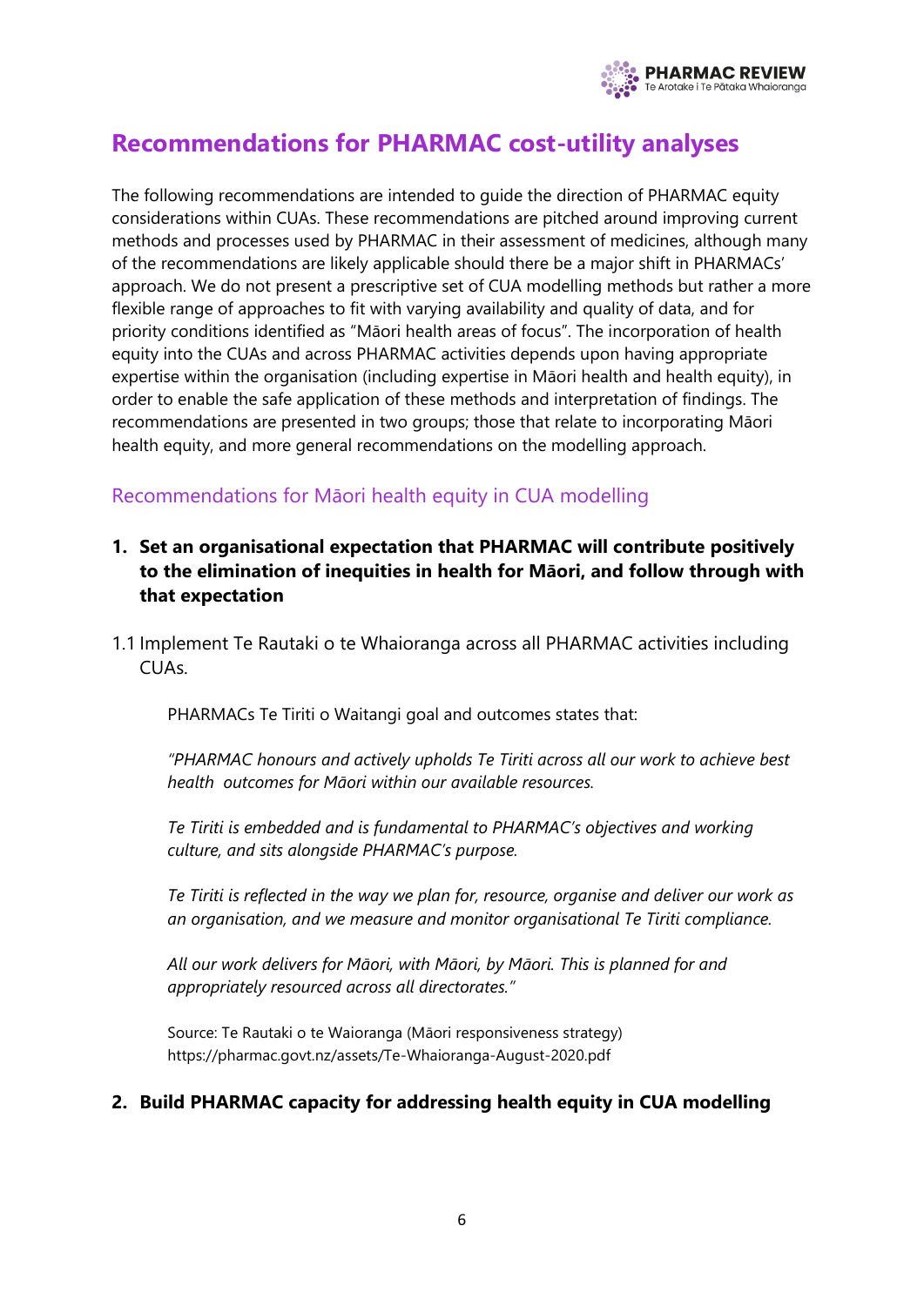# Recommendations for PHARMAC cost-utility analyses

The following recommendations are intended to guide the direction of PHARMAC equity considerations within CUAs. These recommendations are pitched around improving current methods and processes used by PHARMAC in their assessment of medicines, although many of the recommendations are likely applicable should there be a major shift in PHARMACs' approach. We do not present a prescriptive set of CUA modelling methods but rather a more flexible range of approaches to fit with varying availability and quality of data, and for priority conditions identified as "Māori health areas of focus". The incorporation of health equity into the CUAs and across PHARMAC activities depends upon having appropriate expertise within the organisation (including expertise in Māori health and health equity), in order to enable the safe application of these methods and interpretation of findings. The recommendations are presented in two groups; those that relate to incorporating Māori health equity, and more general recommendations on the modelling approach.

## Recommendations for Māori health equity in CUA modelling

**1. Set an organisational expectation that PHARMAC will contribute positively to the elimination of inequities in health for Māori, and follow through with that expectation**

1.1 Implement Te Rautaki o te Whaioranga across all PHARMAC activities including CUAs.

PHARMACs Te Tiriti o Waitangi goal and outcomes states that:

*"PHARMAC honours and actively upholds Te Tiriti across all our work to achieve best health outcomes for Māori within our available resources.*

*Te Tiriti is embedded and is fundamental to PHARMAC's objectives and working culture, and sits alongside PHARMAC's purpose.*

*Te Tiriti is reflected in the way we plan for, resource, organise and deliver our work as an organisation, and we measure and monitor organisational Te Tiriti compliance.*

*All our work delivers for Māori, with Māori, by Māori. This is planned for and appropriately resourced across all directorates."*

Source: Te Rautaki o te Waioranga (Māori responsiveness strategy) https://pharmac.govt.nz/assets/Te-Whaioranga-August-2020.pdf

**2. Build PHARMAC capacity for addressing health equity in CUA modelling**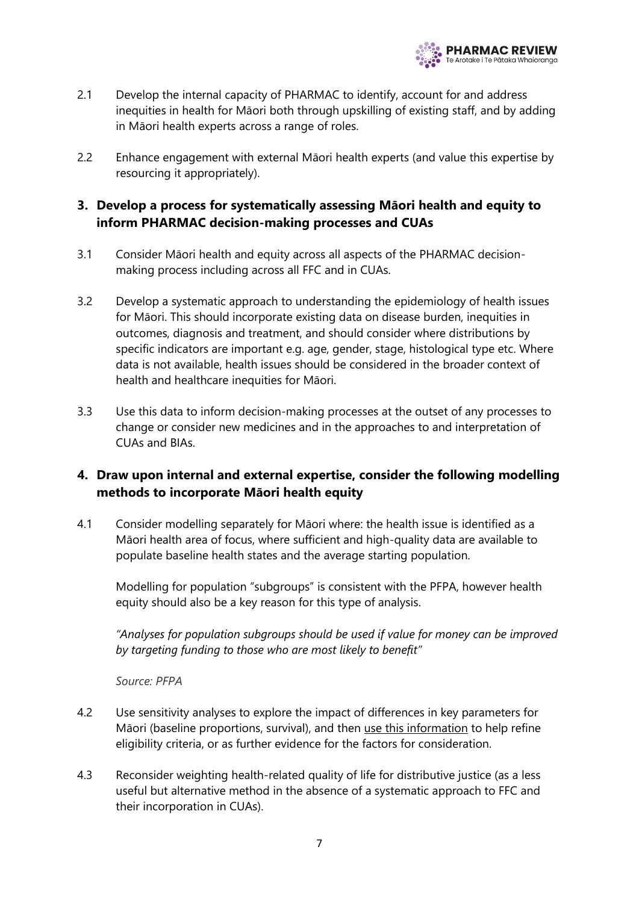2.1 Develop the internal capacity of PHARMAC to identify, account for and address inequities in health for Māori both through upskilling of existing staff, and by adding in Māori health experts across a range of roles.

2.2 Enhance engagement with external Māori health experts (and value this expertise by resourcing it appropriately).

### 3. Develop a process for systematically assessing Māori health and equity to inform PHARMAC decision-making processes and CUAs

3.1 Consider Māori health and equity across all aspects of the PHARMAC decision-making process including across all FFC and in CUAs.

3.2 Develop a systematic approach to understanding the epidemiology of health issues for Māori. This should incorporate existing data on disease burden, inequities in outcomes, diagnosis and treatment, and should consider where distributions by specific indicators are important e.g. age, gender, stage, histological type etc. Where data is not available, health issues should be considered in the broader context of health and healthcare inequities for Māori.

3.3 Use this data to inform decision-making processes at the outset of any processes to change or consider new medicines and in the approaches to and interpretation of CUAs and BIAs.

### 4. Draw upon internal and external expertise, consider the following modelling methods to incorporate Māori health equity

4.1 Consider modelling separately for Māori where: the health issue is identified as a Māori health area of focus, where sufficient and high-quality data are available to populate baseline health states and the average starting population.

Modelling for population "subgroups" is consistent with the PFPA, however health equity should also be a key reason for this type of analysis.

*"Analyses for population subgroups should be used if value for money can be improved by targeting funding to those who are most likely to benefit"*

*Source: PFPA*

4.2 Use sensitivity analyses to explore the impact of differences in key parameters for Māori (baseline proportions, survival), and then <u>use this information</u> to help refine eligibility criteria, or as further evidence for the factors for consideration.

4.3 Reconsider weighting health-related quality of life for distributive justice (as a less useful but alternative method in the absence of a systematic approach to FFC and their incorporation in CUAs).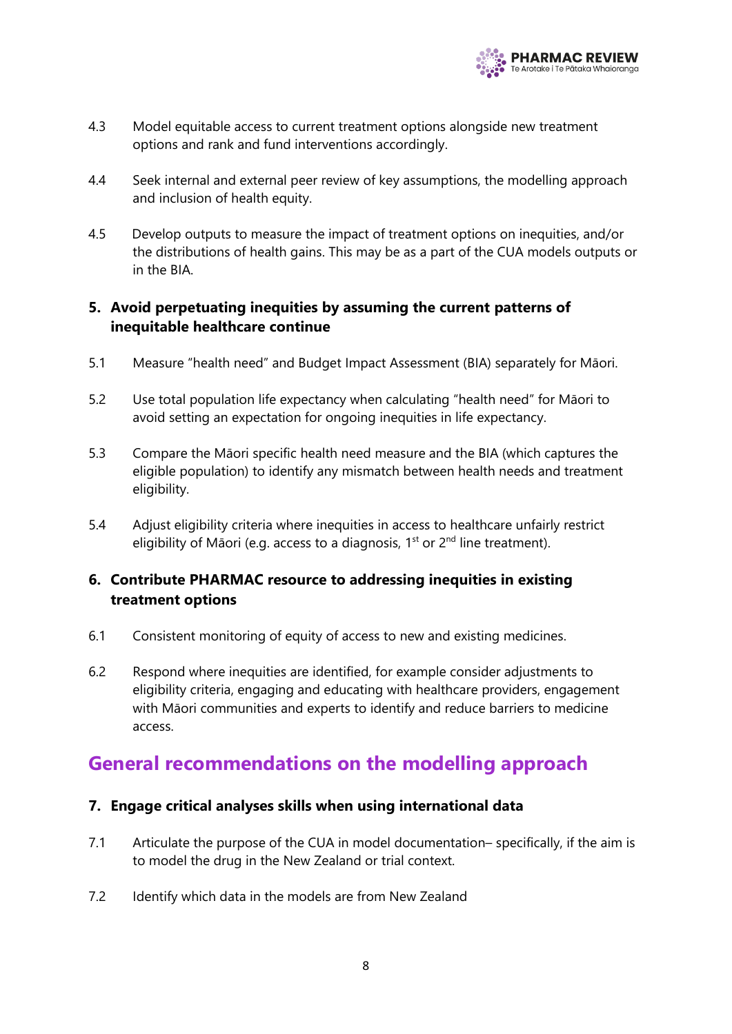4.3 Model equitable access to current treatment options alongside new treatment options and rank and fund interventions accordingly.

4.4 Seek internal and external peer review of key assumptions, the modelling approach and inclusion of health equity.

4.5 Develop outputs to measure the impact of treatment options on inequities, and/or the distributions of health gains. This may be as a part of the CUA models outputs or in the BIA.

### 5. Avoid perpetuating inequities by assuming the current patterns of inequitable healthcare continue

5.1 Measure "health need" and Budget Impact Assessment (BIA) separately for Māori.

5.2 Use total population life expectancy when calculating "health need" for Māori to avoid setting an expectation for ongoing inequities in life expectancy.

5.3 Compare the Māori specific health need measure and the BIA (which captures the eligible population) to identify any mismatch between health needs and treatment eligibility.

5.4 Adjust eligibility criteria where inequities in access to healthcare unfairly restrict eligibility of Māori (e.g. access to a diagnosis, 1st or 2nd line treatment).

### 6. Contribute PHARMAC resource to addressing inequities in existing treatment options

6.1 Consistent monitoring of equity of access to new and existing medicines.

6.2 Respond where inequities are identified, for example consider adjustments to eligibility criteria, engaging and educating with healthcare providers, engagement with Māori communities and experts to identify and reduce barriers to medicine access.

## General recommendations on the modelling approach

### 7. Engage critical analyses skills when using international data

7.1 Articulate the purpose of the CUA in model documentation– specifically, if the aim is to model the drug in the New Zealand or trial context.

7.2 Identify which data in the models are from New Zealand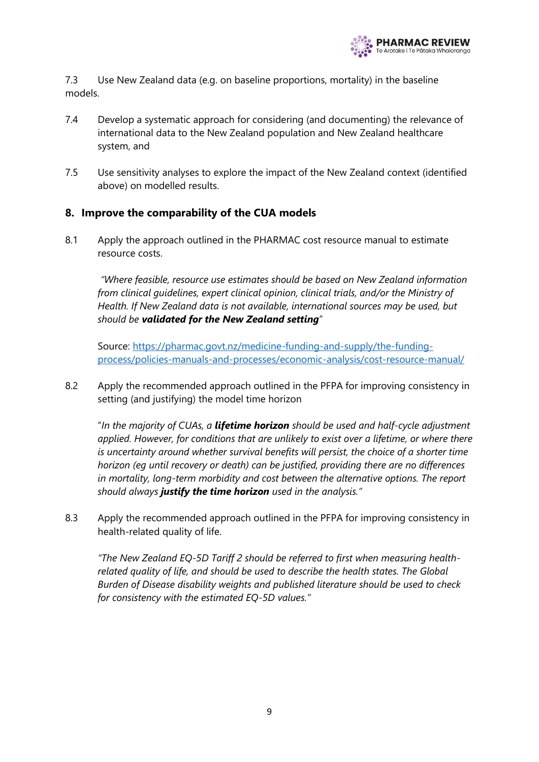7.3 Use New Zealand data (e.g. on baseline proportions, mortality) in the baseline models.

7.4 Develop a systematic approach for considering (and documenting) the relevance of international data to the New Zealand population and New Zealand healthcare system, and

7.5 Use sensitivity analyses to explore the impact of the New Zealand context (identified above) on modelled results.

## 8. Improve the comparability of the CUA models

8.1 Apply the approach outlined in the PHARMAC cost resource manual to estimate resource costs.

> *"Where feasible, resource use estimates should be based on New Zealand information from clinical guidelines, expert clinical opinion, clinical trials, and/or the Ministry of Health. If New Zealand data is not available, international sources may be used, but should be **validated for the New Zealand setting**"*

Source: [https://pharmac.govt.nz/medicine-funding-and-supply/the-funding-process/policies-manuals-and-processes/economic-analysis/cost-resource-manual/](https://pharmac.govt.nz/medicine-funding-and-supply/the-funding-process/policies-manuals-and-processes/economic-analysis/cost-resource-manual/)

8.2 Apply the recommended approach outlined in the PFPA for improving consistency in setting (and justifying) the model time horizon

> *"In the majority of CUAs, a **lifetime horizon** should be used and half-cycle adjustment applied. However, for conditions that are unlikely to exist over a lifetime, or where there is uncertainty around whether survival benefits will persist, the choice of a shorter time horizon (eg until recovery or death) can be justified, providing there are no differences in mortality, long-term morbidity and cost between the alternative options. The report should always **justify the time horizon** used in the analysis."*

8.3 Apply the recommended approach outlined in the PFPA for improving consistency in health-related quality of life.

> *"The New Zealand EQ-5D Tariff 2 should be referred to first when measuring health-related quality of life, and should be used to describe the health states. The Global Burden of Disease disability weights and published literature should be used to check for consistency with the estimated EQ-5D values."*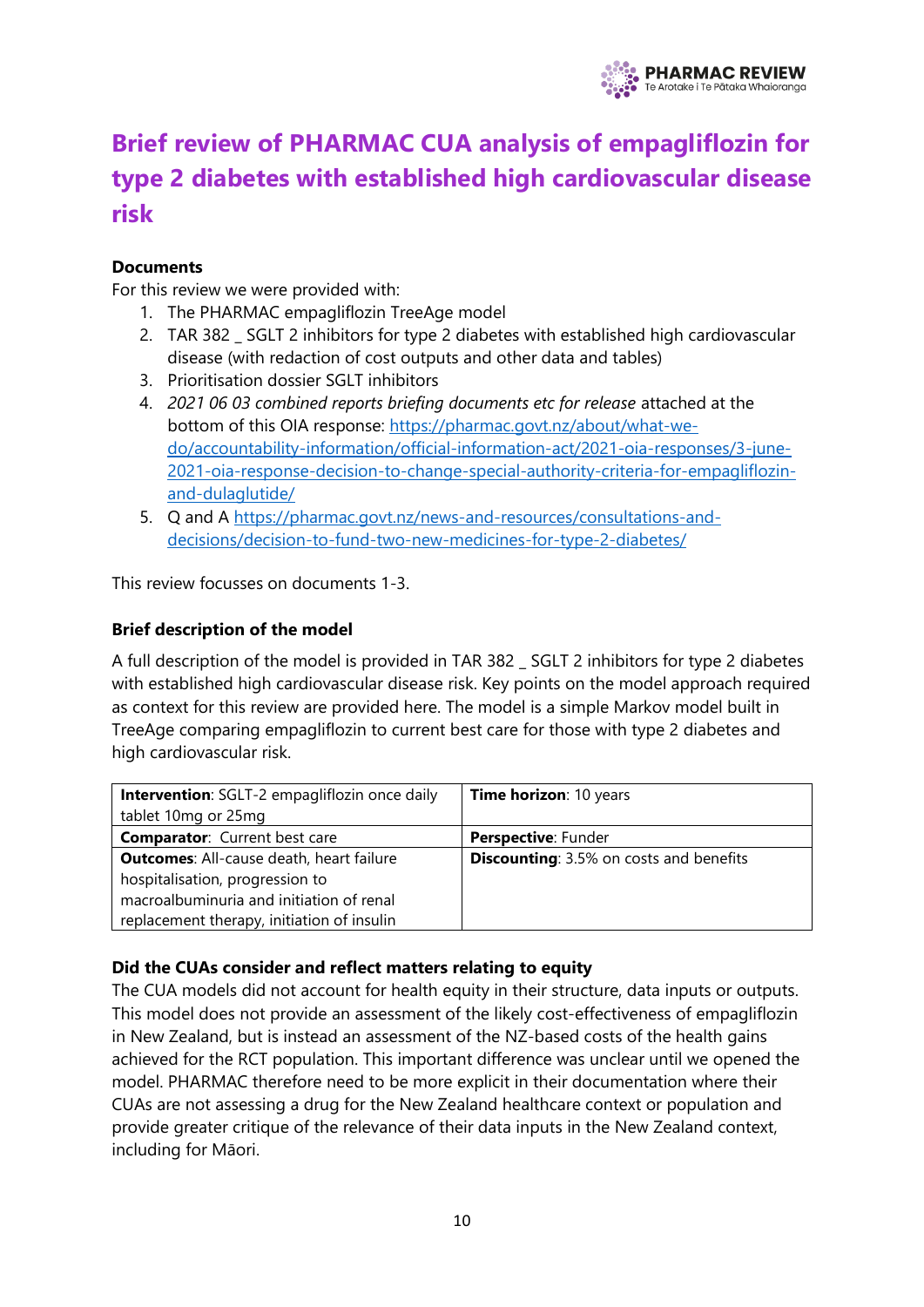# Brief review of PHARMAC CUA analysis of empagliflozin for type 2 diabetes with established high cardiovascular disease risk

**Documents**

For this review we were provided with:

1. The PHARMAC empagliflozin TreeAge model
2. TAR 382 _ SGLT 2 inhibitors for type 2 diabetes with established high cardiovascular disease (with redaction of cost outputs and other data and tables)
3. Prioritisation dossier SGLT inhibitors
4. *2021 06 03 combined reports briefing documents etc for release* attached at the bottom of this OIA response: https://pharmac.govt.nz/about/what-we-do/accountability-information/official-information-act/2021-oia-responses/3-june-2021-oia-response-decision-to-change-special-authority-criteria-for-empagliflozin-and-dulaglutide/
5. Q and A https://pharmac.govt.nz/news-and-resources/consultations-and-decisions/decision-to-fund-two-new-medicines-for-type-2-diabetes/

This review focusses on documents 1-3.

**Brief description of the model**

A full description of the model is provided in TAR 382 _ SGLT 2 inhibitors for type 2 diabetes with established high cardiovascular disease risk. Key points on the model approach required as context for this review are provided here. The model is a simple Markov model built in TreeAge comparing empagliflozin to current best care for those with type 2 diabetes and high cardiovascular risk.

| **Intervention**: SGLT-2 empagliflozin once daily tablet 10mg or 25mg | **Time horizon**: 10 years |
|---|---|
| **Comparator**: Current best care | **Perspective**: Funder |
| **Outcomes**: All-cause death, heart failure hospitalisation, progression to macroalbuminuria and initiation of renal replacement therapy, initiation of insulin | **Discounting**: 3.5% on costs and benefits |

**Did the CUAs consider and reflect matters relating to equity**

The CUA models did not account for health equity in their structure, data inputs or outputs. This model does not provide an assessment of the likely cost-effectiveness of empagliflozin in New Zealand, but is instead an assessment of the NZ-based costs of the health gains achieved for the RCT population. This important difference was unclear until we opened the model. PHARMAC therefore need to be more explicit in their documentation where their CUAs are not assessing a drug for the New Zealand healthcare context or population and provide greater critique of the relevance of their data inputs in the New Zealand context, including for Māori.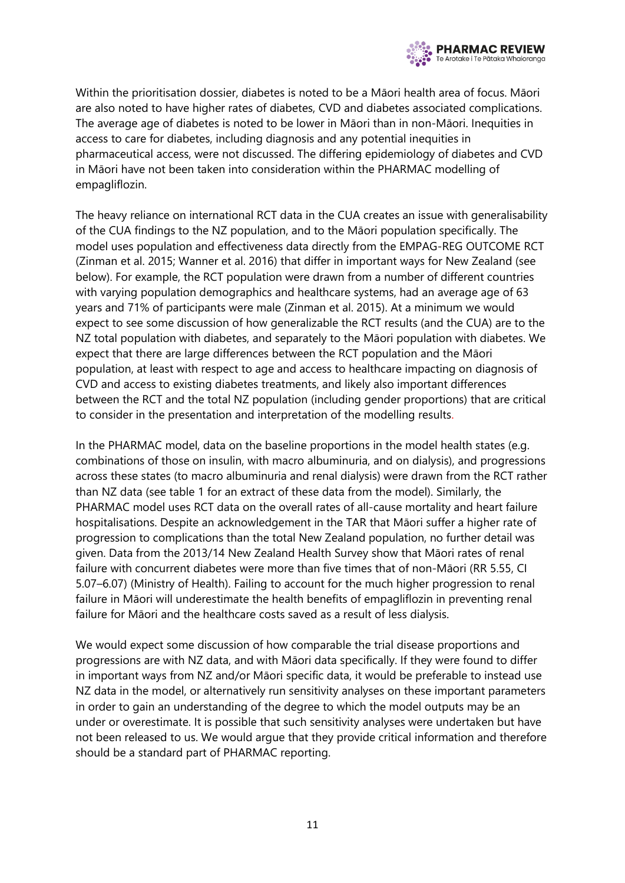Within the prioritisation dossier, diabetes is noted to be a Māori health area of focus. Māori are also noted to have higher rates of diabetes, CVD and diabetes associated complications. The average age of diabetes is noted to be lower in Māori than in non-Māori. Inequities in access to care for diabetes, including diagnosis and any potential inequities in pharmaceutical access, were not discussed. The differing epidemiology of diabetes and CVD in Māori have not been taken into consideration within the PHARMAC modelling of empagliflozin.

The heavy reliance on international RCT data in the CUA creates an issue with generalisability of the CUA findings to the NZ population, and to the Māori population specifically. The model uses population and effectiveness data directly from the EMPAG-REG OUTCOME RCT (Zinman et al. 2015; Wanner et al. 2016) that differ in important ways for New Zealand (see below). For example, the RCT population were drawn from a number of different countries with varying population demographics and healthcare systems, had an average age of 63 years and 71% of participants were male (Zinman et al. 2015). At a minimum we would expect to see some discussion of how generalizable the RCT results (and the CUA) are to the NZ total population with diabetes, and separately to the Māori population with diabetes. We expect that there are large differences between the RCT population and the Māori population, at least with respect to age and access to healthcare impacting on diagnosis of CVD and access to existing diabetes treatments, and likely also important differences between the RCT and the total NZ population (including gender proportions) that are critical to consider in the presentation and interpretation of the modelling results.

In the PHARMAC model, data on the baseline proportions in the model health states (e.g. combinations of those on insulin, with macro albuminuria, and on dialysis), and progressions across these states (to macro albuminuria and renal dialysis) were drawn from the RCT rather than NZ data (see table 1 for an extract of these data from the model). Similarly, the PHARMAC model uses RCT data on the overall rates of all-cause mortality and heart failure hospitalisations. Despite an acknowledgement in the TAR that Māori suffer a higher rate of progression to complications than the total New Zealand population, no further detail was given. Data from the 2013/14 New Zealand Health Survey show that Māori rates of renal failure with concurrent diabetes were more than five times that of non-Māori (RR 5.55, CI 5.07–6.07) (Ministry of Health). Failing to account for the much higher progression to renal failure in Māori will underestimate the health benefits of empagliflozin in preventing renal failure for Māori and the healthcare costs saved as a result of less dialysis.

We would expect some discussion of how comparable the trial disease proportions and progressions are with NZ data, and with Māori data specifically. If they were found to differ in important ways from NZ and/or Māori specific data, it would be preferable to instead use NZ data in the model, or alternatively run sensitivity analyses on these important parameters in order to gain an understanding of the degree to which the model outputs may be an under or overestimate. It is possible that such sensitivity analyses were undertaken but have not been released to us. We would argue that they provide critical information and therefore should be a standard part of PHARMAC reporting.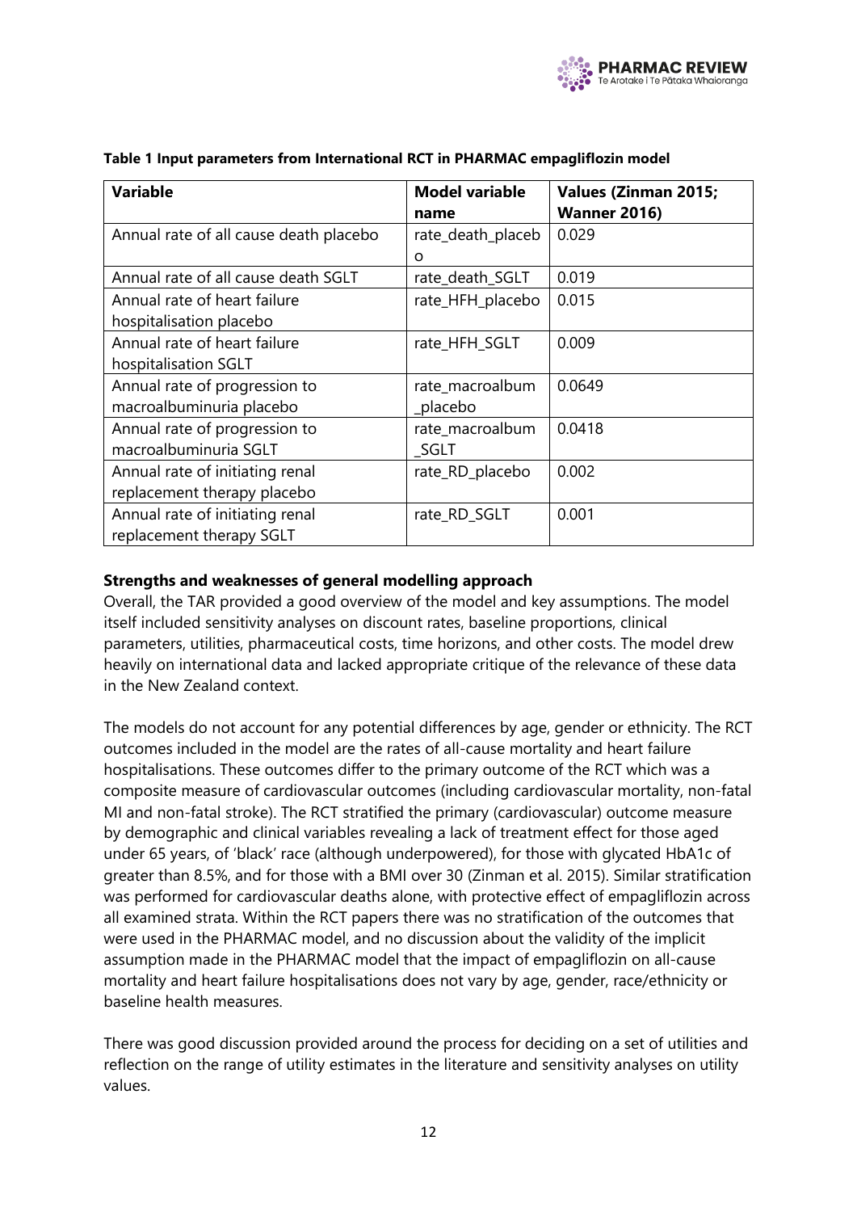**Table 1 Input parameters from International RCT in PHARMAC empagliflozin model**

| Variable | Model variable name | Values (Zinman 2015; Wanner 2016) |
|---|---|---|
| Annual rate of all cause death placebo | rate_death_placebo | 0.029 |
| Annual rate of all cause death SGLT | rate_death_SGLT | 0.019 |
| Annual rate of heart failure hospitalisation placebo | rate_HFH_placebo | 0.015 |
| Annual rate of heart failure hospitalisation SGLT | rate_HFH_SGLT | 0.009 |
| Annual rate of progression to macroalbuminuria placebo | rate_macroalbum_placebo | 0.0649 |
| Annual rate of progression to macroalbuminuria SGLT | rate_macroalbum_SGLT | 0.0418 |
| Annual rate of initiating renal replacement therapy placebo | rate_RD_placebo | 0.002 |
| Annual rate of initiating renal replacement therapy SGLT | rate_RD_SGLT | 0.001 |

**Strengths and weaknesses of general modelling approach**

Overall, the TAR provided a good overview of the model and key assumptions. The model itself included sensitivity analyses on discount rates, baseline proportions, clinical parameters, utilities, pharmaceutical costs, time horizons, and other costs. The model drew heavily on international data and lacked appropriate critique of the relevance of these data in the New Zealand context.

The models do not account for any potential differences by age, gender or ethnicity. The RCT outcomes included in the model are the rates of all-cause mortality and heart failure hospitalisations. These outcomes differ to the primary outcome of the RCT which was a composite measure of cardiovascular outcomes (including cardiovascular mortality, non-fatal MI and non-fatal stroke). The RCT stratified the primary (cardiovascular) outcome measure by demographic and clinical variables revealing a lack of treatment effect for those aged under 65 years, of 'black' race (although underpowered), for those with glycated HbA1c of greater than 8.5%, and for those with a BMI over 30 (Zinman et al. 2015). Similar stratification was performed for cardiovascular deaths alone, with protective effect of empagliflozin across all examined strata. Within the RCT papers there was no stratification of the outcomes that were used in the PHARMAC model, and no discussion about the validity of the implicit assumption made in the PHARMAC model that the impact of empagliflozin on all-cause mortality and heart failure hospitalisations does not vary by age, gender, race/ethnicity or baseline health measures.

There was good discussion provided around the process for deciding on a set of utilities and reflection on the range of utility estimates in the literature and sensitivity analyses on utility values.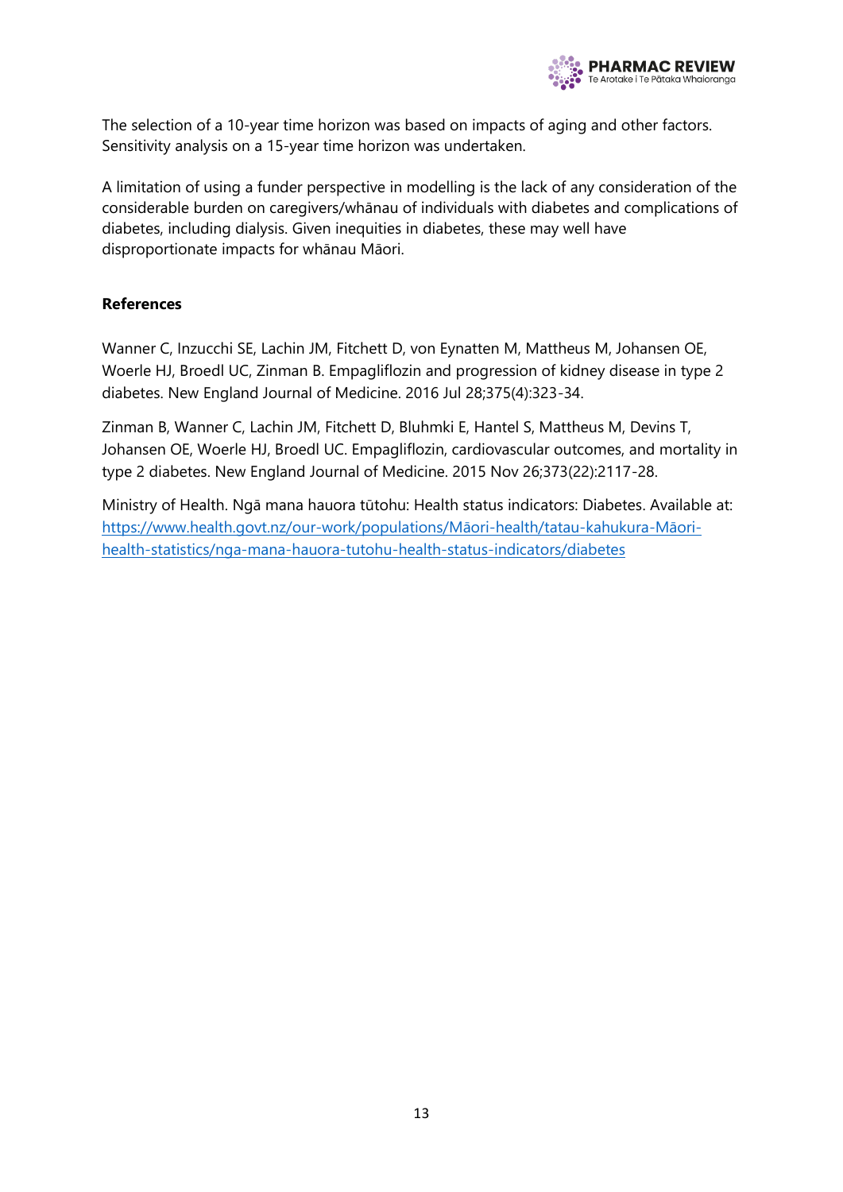The selection of a 10-year time horizon was based on impacts of aging and other factors. Sensitivity analysis on a 15-year time horizon was undertaken.

A limitation of using a funder perspective in modelling is the lack of any consideration of the considerable burden on caregivers/whānau of individuals with diabetes and complications of diabetes, including dialysis. Given inequities in diabetes, these may well have disproportionate impacts for whānau Māori.

**References**

Wanner C, Inzucchi SE, Lachin JM, Fitchett D, von Eynatten M, Mattheus M, Johansen OE, Woerle HJ, Broedl UC, Zinman B. Empagliflozin and progression of kidney disease in type 2 diabetes. New England Journal of Medicine. 2016 Jul 28;375(4):323-34.

Zinman B, Wanner C, Lachin JM, Fitchett D, Bluhmki E, Hantel S, Mattheus M, Devins T, Johansen OE, Woerle HJ, Broedl UC. Empagliflozin, cardiovascular outcomes, and mortality in type 2 diabetes. New England Journal of Medicine. 2015 Nov 26;373(22):2117-28.

Ministry of Health. Ngā mana hauora tūtohu: Health status indicators: Diabetes. Available at: [https://www.health.govt.nz/our-work/populations/Māori-health/tatau-kahukura-Māori-health-statistics/nga-mana-hauora-tutohu-health-status-indicators/diabetes](https://www.health.govt.nz/our-work/populations/Māori-health/tatau-kahukura-Māori-health-statistics/nga-mana-hauora-tutohu-health-status-indicators/diabetes)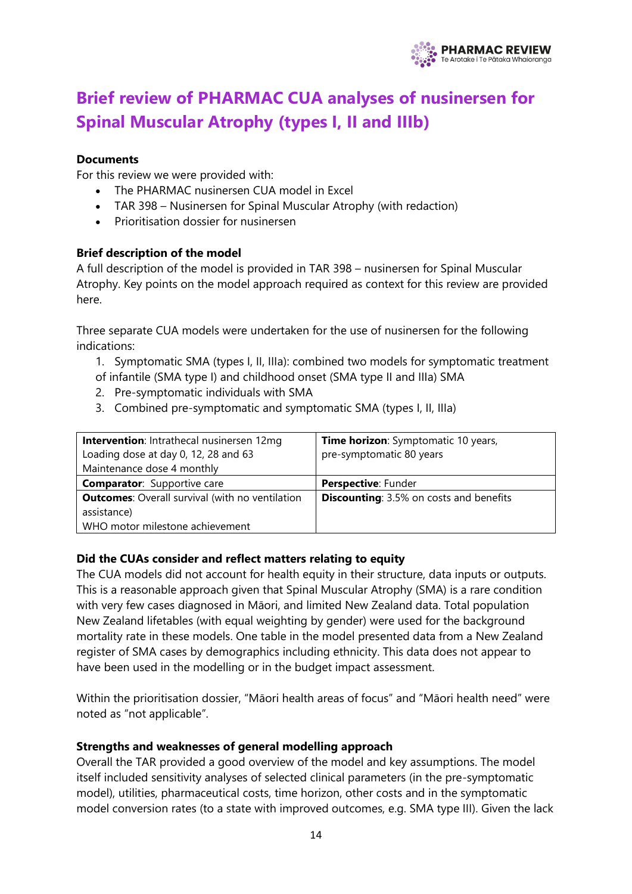# Brief review of PHARMAC CUA analyses of nusinersen for Spinal Muscular Atrophy (types I, II and IIIb)

**Documents**

For this review we were provided with:

- The PHARMAC nusinersen CUA model in Excel
- TAR 398 – Nusinersen for Spinal Muscular Atrophy (with redaction)
- Prioritisation dossier for nusinersen

**Brief description of the model**

A full description of the model is provided in TAR 398 – nusinersen for Spinal Muscular Atrophy. Key points on the model approach required as context for this review are provided here.

Three separate CUA models were undertaken for the use of nusinersen for the following indications:

1. Symptomatic SMA (types I, II, IIIa): combined two models for symptomatic treatment of infantile (SMA type I) and childhood onset (SMA type II and IIIa) SMA
2. Pre-symptomatic individuals with SMA
3. Combined pre-symptomatic and symptomatic SMA (types I, II, IIIa)

| | |
|---|---|
| **Intervention**: Intrathecal nusinersen 12mg<br>Loading dose at day 0, 12, 28 and 63<br>Maintenance dose 4 monthly | **Time horizon**: Symptomatic 10 years, pre-symptomatic 80 years |
| **Comparator**: Supportive care | **Perspective**: Funder |
| **Outcomes**: Overall survival (with no ventilation assistance)<br>WHO motor milestone achievement | **Discounting**: 3.5% on costs and benefits |

**Did the CUAs consider and reflect matters relating to equity**

The CUA models did not account for health equity in their structure, data inputs or outputs. This is a reasonable approach given that Spinal Muscular Atrophy (SMA) is a rare condition with very few cases diagnosed in Māori, and limited New Zealand data. Total population New Zealand lifetables (with equal weighting by gender) were used for the background mortality rate in these models. One table in the model presented data from a New Zealand register of SMA cases by demographics including ethnicity. This data does not appear to have been used in the modelling or in the budget impact assessment.

Within the prioritisation dossier, "Māori health areas of focus" and "Māori health need" were noted as "not applicable".

**Strengths and weaknesses of general modelling approach**

Overall the TAR provided a good overview of the model and key assumptions. The model itself included sensitivity analyses of selected clinical parameters (in the pre-symptomatic model), utilities, pharmaceutical costs, time horizon, other costs and in the symptomatic model conversion rates (to a state with improved outcomes, e.g. SMA type III). Given the lack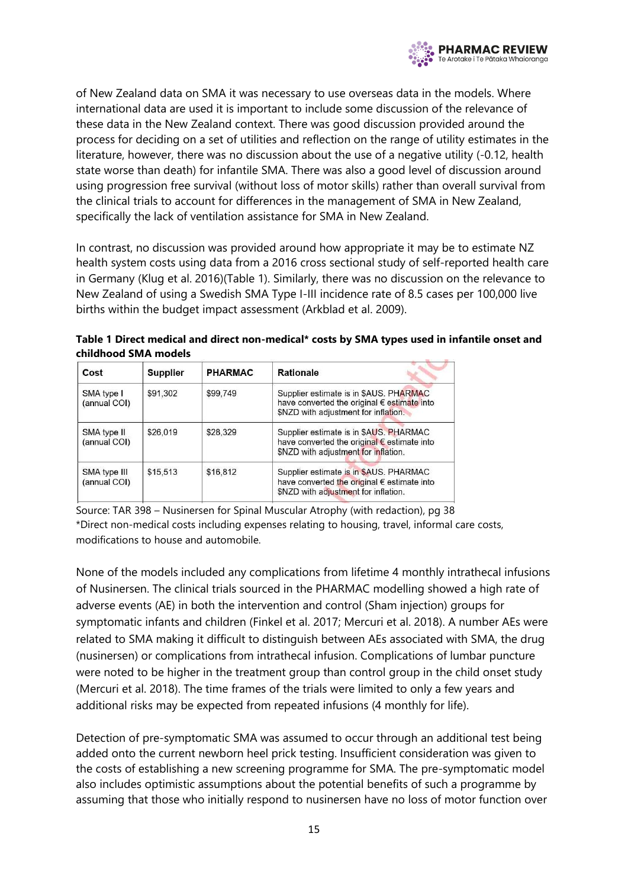of New Zealand data on SMA it was necessary to use overseas data in the models. Where international data are used it is important to include some discussion of the relevance of these data in the New Zealand context. There was good discussion provided around the process for deciding on a set of utilities and reflection on the range of utility estimates in the literature, however, there was no discussion about the use of a negative utility (-0.12, health state worse than death) for infantile SMA. There was also a good level of discussion around using progression free survival (without loss of motor skills) rather than overall survival from the clinical trials to account for differences in the management of SMA in New Zealand, specifically the lack of ventilation assistance for SMA in New Zealand.

In contrast, no discussion was provided around how appropriate it may be to estimate NZ health system costs using data from a 2016 cross sectional study of self-reported health care in Germany (Klug et al. 2016)(Table 1). Similarly, there was no discussion on the relevance to New Zealand of using a Swedish SMA Type I-III incidence rate of 8.5 cases per 100,000 live births within the budget impact assessment (Arkblad et al. 2009).

**Table 1 Direct medical and direct non-medical* costs by SMA types used in infantile onset and childhood SMA models**

| Cost | Supplier | PHARMAC | Rationale |
|---|---|---|---|
| SMA type I (annual COI) | $91,302 | $99,749 | Supplier estimate is in $AUS. PHARMAC have converted the original € estimate into $NZD with adjustment for inflation. |
| SMA type II (annual COI) | $26,019 | $28,329 | Supplier estimate is in $AUS. PHARMAC have converted the original € estimate into $NZD with adjustment for inflation. |
| SMA type III (annual COI) | $15,513 | $16,812 | Supplier estimate is in $AUS. PHARMAC have converted the original € estimate into $NZD with adjustment for inflation. |

Source: TAR 398 – Nusinersen for Spinal Muscular Atrophy (with redaction), pg 38
*Direct non-medical costs including expenses relating to housing, travel, informal care costs, modifications to house and automobile.

None of the models included any complications from lifetime 4 monthly intrathecal infusions of Nusinersen. The clinical trials sourced in the PHARMAC modelling showed a high rate of adverse events (AE) in both the intervention and control (Sham injection) groups for symptomatic infants and children (Finkel et al. 2017; Mercuri et al. 2018). A number AEs were related to SMA making it difficult to distinguish between AEs associated with SMA, the drug (nusinersen) or complications from intrathecal infusion. Complications of lumbar puncture were noted to be higher in the treatment group than control group in the child onset study (Mercuri et al. 2018). The time frames of the trials were limited to only a few years and additional risks may be expected from repeated infusions (4 monthly for life).

Detection of pre-symptomatic SMA was assumed to occur through an additional test being added onto the current newborn heel prick testing. Insufficient consideration was given to the costs of establishing a new screening programme for SMA. The pre-symptomatic model also includes optimistic assumptions about the potential benefits of such a programme by assuming that those who initially respond to nusinersen have no loss of motor function over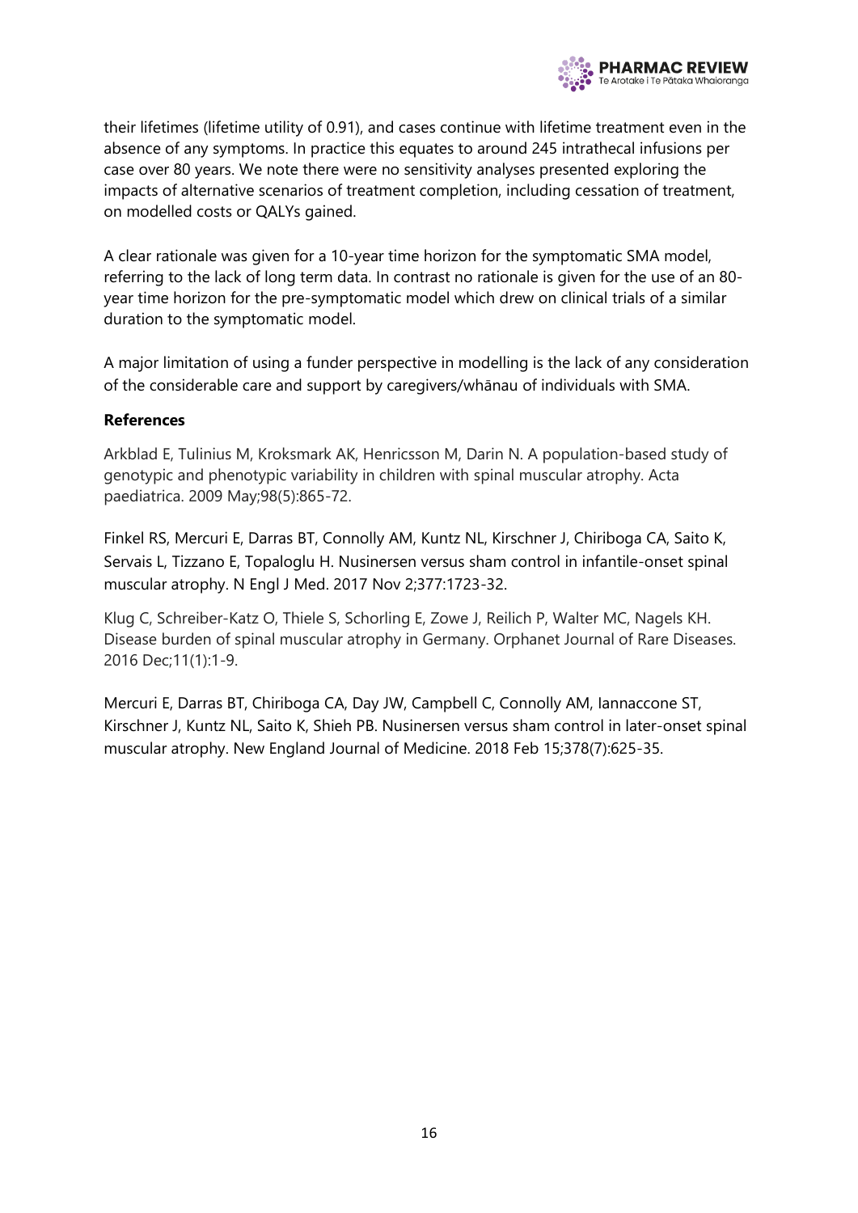their lifetimes (lifetime utility of 0.91), and cases continue with lifetime treatment even in the absence of any symptoms. In practice this equates to around 245 intrathecal infusions per case over 80 years. We note there were no sensitivity analyses presented exploring the impacts of alternative scenarios of treatment completion, including cessation of treatment, on modelled costs or QALYs gained.

A clear rationale was given for a 10-year time horizon for the symptomatic SMA model, referring to the lack of long term data. In contrast no rationale is given for the use of an 80-year time horizon for the pre-symptomatic model which drew on clinical trials of a similar duration to the symptomatic model.

A major limitation of using a funder perspective in modelling is the lack of any consideration of the considerable care and support by caregivers/whānau of individuals with SMA.

**References**

Arkblad E, Tulinius M, Kroksmark AK, Henricsson M, Darin N. A population-based study of genotypic and phenotypic variability in children with spinal muscular atrophy. Acta paediatrica. 2009 May;98(5):865-72.

Finkel RS, Mercuri E, Darras BT, Connolly AM, Kuntz NL, Kirschner J, Chiriboga CA, Saito K, Servais L, Tizzano E, Topaloglu H. Nusinersen versus sham control in infantile-onset spinal muscular atrophy. N Engl J Med. 2017 Nov 2;377:1723-32.

Klug C, Schreiber-Katz O, Thiele S, Schorling E, Zowe J, Reilich P, Walter MC, Nagels KH. Disease burden of spinal muscular atrophy in Germany. Orphanet Journal of Rare Diseases. 2016 Dec;11(1):1-9.

Mercuri E, Darras BT, Chiriboga CA, Day JW, Campbell C, Connolly AM, Iannaccone ST, Kirschner J, Kuntz NL, Saito K, Shieh PB. Nusinersen versus sham control in later-onset spinal muscular atrophy. New England Journal of Medicine. 2018 Feb 15;378(7):625-35.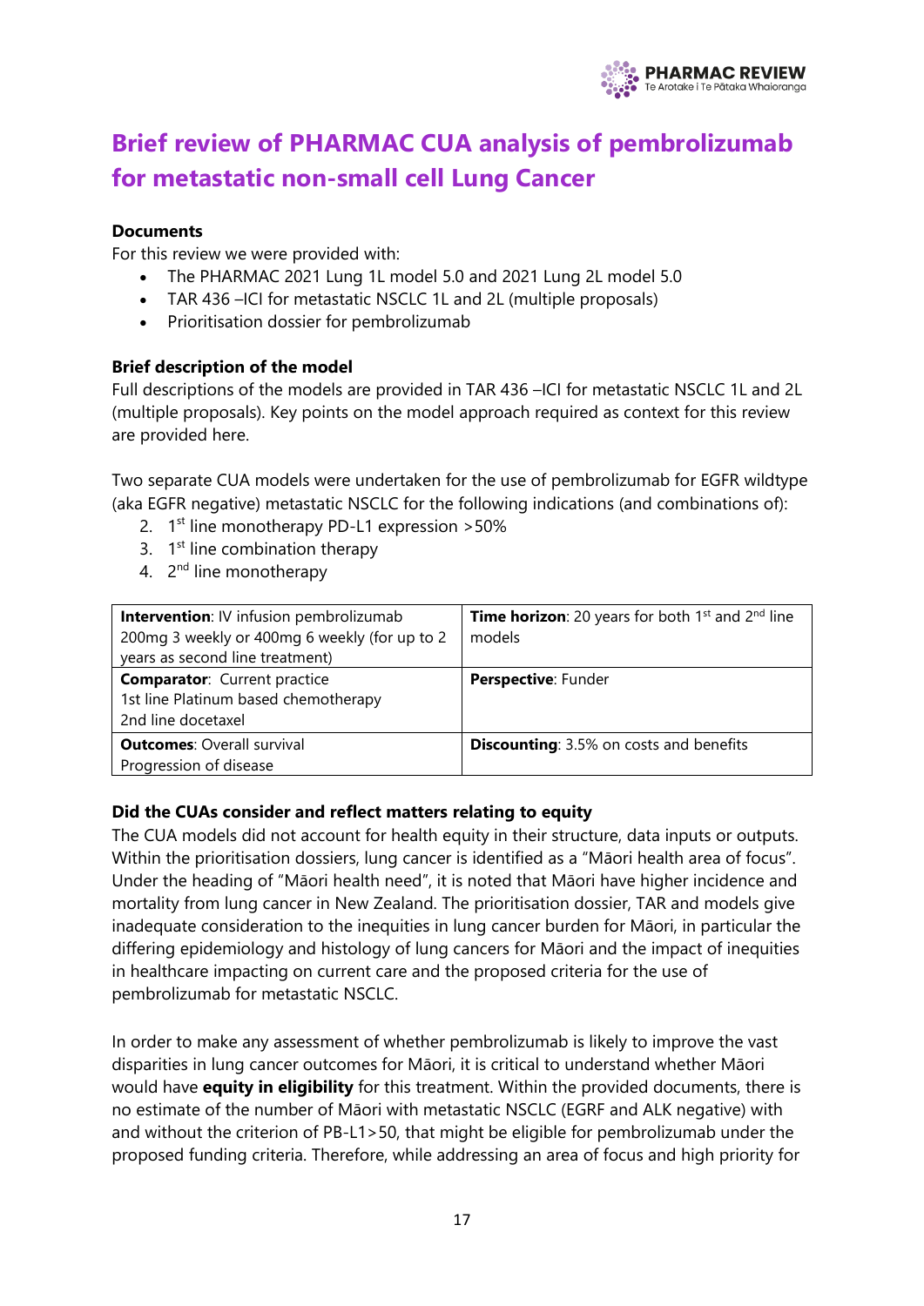# Brief review of PHARMAC CUA analysis of pembrolizumab for metastatic non-small cell Lung Cancer

**Documents**

For this review we were provided with:

- The PHARMAC 2021 Lung 1L model 5.0 and 2021 Lung 2L model 5.0
- TAR 436 –ICI for metastatic NSCLC 1L and 2L (multiple proposals)
- Prioritisation dossier for pembrolizumab

**Brief description of the model**

Full descriptions of the models are provided in TAR 436 –ICI for metastatic NSCLC 1L and 2L (multiple proposals). Key points on the model approach required as context for this review are provided here.

Two separate CUA models were undertaken for the use of pembrolizumab for EGFR wildtype (aka EGFR negative) metastatic NSCLC for the following indications (and combinations of):

2. 1st line monotherapy PD-L1 expression >50%
3. 1st line combination therapy
4. 2nd line monotherapy

| **Intervention**: IV infusion pembrolizumab 200mg 3 weekly or 400mg 6 weekly (for up to 2 years as second line treatment) | **Time horizon**: 20 years for both 1st and 2nd line models |
|---|---|
| **Comparator**: Current practice<br>1st line Platinum based chemotherapy<br>2nd line docetaxel | **Perspective**: Funder |
| **Outcomes**: Overall survival<br>Progression of disease | **Discounting**: 3.5% on costs and benefits |

**Did the CUAs consider and reflect matters relating to equity**

The CUA models did not account for health equity in their structure, data inputs or outputs. Within the prioritisation dossiers, lung cancer is identified as a "Māori health area of focus". Under the heading of "Māori health need", it is noted that Māori have higher incidence and mortality from lung cancer in New Zealand. The prioritisation dossier, TAR and models give inadequate consideration to the inequities in lung cancer burden for Māori, in particular the differing epidemiology and histology of lung cancers for Māori and the impact of inequities in healthcare impacting on current care and the proposed criteria for the use of pembrolizumab for metastatic NSCLC.

In order to make any assessment of whether pembrolizumab is likely to improve the vast disparities in lung cancer outcomes for Māori, it is critical to understand whether Māori would have **equity in eligibility** for this treatment. Within the provided documents, there is no estimate of the number of Māori with metastatic NSCLC (EGRF and ALK negative) with and without the criterion of PB-L1>50, that might be eligible for pembrolizumab under the proposed funding criteria. Therefore, while addressing an area of focus and high priority for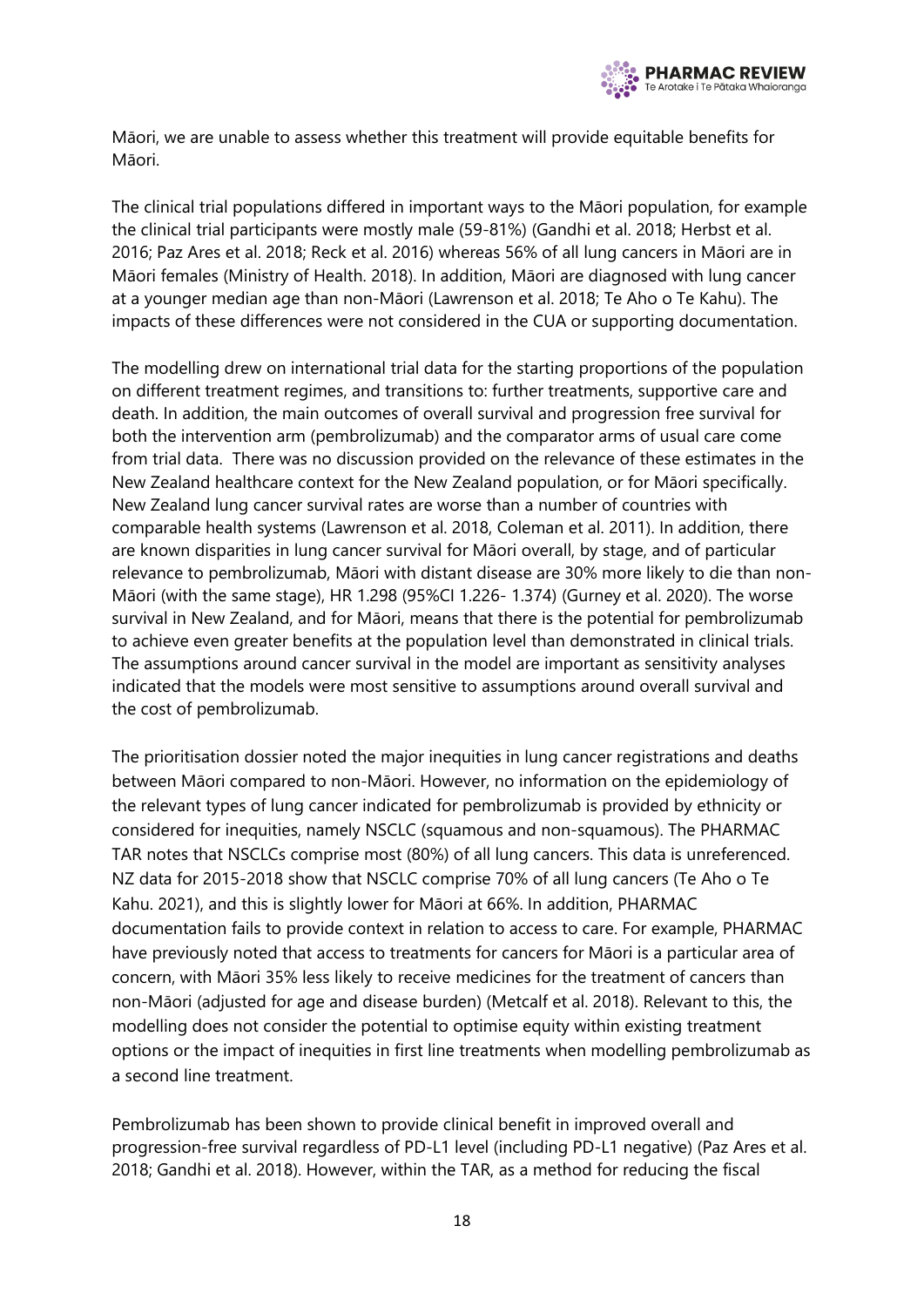Māori, we are unable to assess whether this treatment will provide equitable benefits for Māori.

The clinical trial populations differed in important ways to the Māori population, for example the clinical trial participants were mostly male (59-81%) (Gandhi et al. 2018; Herbst et al. 2016; Paz Ares et al. 2018; Reck et al. 2016) whereas 56% of all lung cancers in Māori are in Māori females (Ministry of Health. 2018). In addition, Māori are diagnosed with lung cancer at a younger median age than non-Māori (Lawrenson et al. 2018; Te Aho o Te Kahu). The impacts of these differences were not considered in the CUA or supporting documentation.

The modelling drew on international trial data for the starting proportions of the population on different treatment regimes, and transitions to: further treatments, supportive care and death. In addition, the main outcomes of overall survival and progression free survival for both the intervention arm (pembrolizumab) and the comparator arms of usual care come from trial data. There was no discussion provided on the relevance of these estimates in the New Zealand healthcare context for the New Zealand population, or for Māori specifically. New Zealand lung cancer survival rates are worse than a number of countries with comparable health systems (Lawrenson et al. 2018, Coleman et al. 2011). In addition, there are known disparities in lung cancer survival for Māori overall, by stage, and of particular relevance to pembrolizumab, Māori with distant disease are 30% more likely to die than non-Māori (with the same stage), HR 1.298 (95%CI 1.226- 1.374) (Gurney et al. 2020). The worse survival in New Zealand, and for Māori, means that there is the potential for pembrolizumab to achieve even greater benefits at the population level than demonstrated in clinical trials. The assumptions around cancer survival in the model are important as sensitivity analyses indicated that the models were most sensitive to assumptions around overall survival and the cost of pembrolizumab.

The prioritisation dossier noted the major inequities in lung cancer registrations and deaths between Māori compared to non-Māori. However, no information on the epidemiology of the relevant types of lung cancer indicated for pembrolizumab is provided by ethnicity or considered for inequities, namely NSCLC (squamous and non-squamous). The PHARMAC TAR notes that NSCLCs comprise most (80%) of all lung cancers. This data is unreferenced. NZ data for 2015-2018 show that NSCLC comprise 70% of all lung cancers (Te Aho o Te Kahu. 2021), and this is slightly lower for Māori at 66%. In addition, PHARMAC documentation fails to provide context in relation to access to care. For example, PHARMAC have previously noted that access to treatments for cancers for Māori is a particular area of concern, with Māori 35% less likely to receive medicines for the treatment of cancers than non-Māori (adjusted for age and disease burden) (Metcalf et al. 2018). Relevant to this, the modelling does not consider the potential to optimise equity within existing treatment options or the impact of inequities in first line treatments when modelling pembrolizumab as a second line treatment.

Pembrolizumab has been shown to provide clinical benefit in improved overall and progression-free survival regardless of PD-L1 level (including PD-L1 negative) (Paz Ares et al. 2018; Gandhi et al. 2018). However, within the TAR, as a method for reducing the fiscal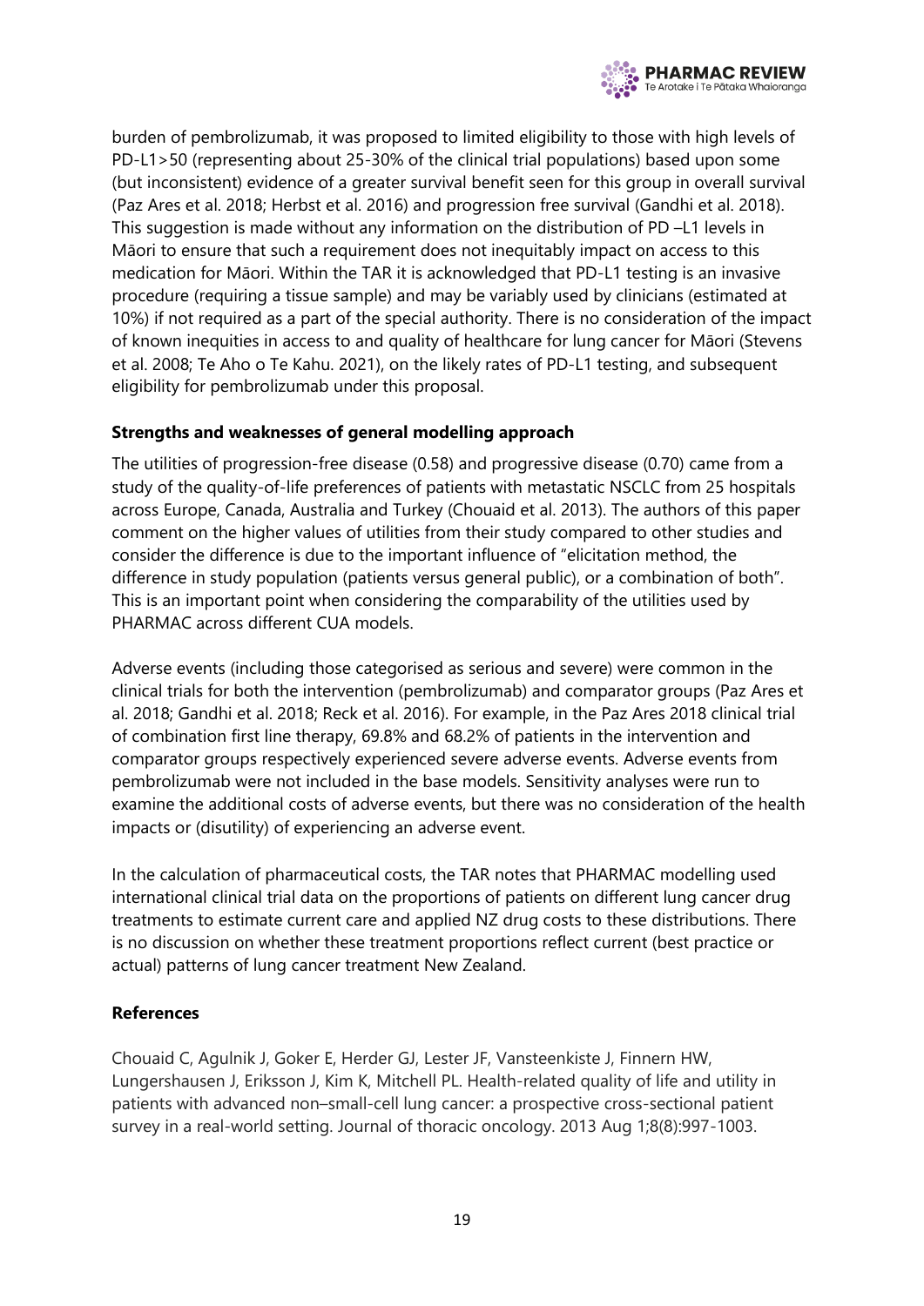burden of pembrolizumab, it was proposed to limited eligibility to those with high levels of PD-L1>50 (representing about 25-30% of the clinical trial populations) based upon some (but inconsistent) evidence of a greater survival benefit seen for this group in overall survival (Paz Ares et al. 2018; Herbst et al. 2016) and progression free survival (Gandhi et al. 2018). This suggestion is made without any information on the distribution of PD –L1 levels in Māori to ensure that such a requirement does not inequitably impact on access to this medication for Māori. Within the TAR it is acknowledged that PD-L1 testing is an invasive procedure (requiring a tissue sample) and may be variably used by clinicians (estimated at 10%) if not required as a part of the special authority. There is no consideration of the impact of known inequities in access to and quality of healthcare for lung cancer for Māori (Stevens et al. 2008; Te Aho o Te Kahu. 2021), on the likely rates of PD-L1 testing, and subsequent eligibility for pembrolizumab under this proposal.

**Strengths and weaknesses of general modelling approach**

The utilities of progression-free disease (0.58) and progressive disease (0.70) came from a study of the quality-of-life preferences of patients with metastatic NSCLC from 25 hospitals across Europe, Canada, Australia and Turkey (Chouaid et al. 2013). The authors of this paper comment on the higher values of utilities from their study compared to other studies and consider the difference is due to the important influence of "elicitation method, the difference in study population (patients versus general public), or a combination of both". This is an important point when considering the comparability of the utilities used by PHARMAC across different CUA models.

Adverse events (including those categorised as serious and severe) were common in the clinical trials for both the intervention (pembrolizumab) and comparator groups (Paz Ares et al. 2018; Gandhi et al. 2018; Reck et al. 2016). For example, in the Paz Ares 2018 clinical trial of combination first line therapy, 69.8% and 68.2% of patients in the intervention and comparator groups respectively experienced severe adverse events. Adverse events from pembrolizumab were not included in the base models. Sensitivity analyses were run to examine the additional costs of adverse events, but there was no consideration of the health impacts or (disutility) of experiencing an adverse event.

In the calculation of pharmaceutical costs, the TAR notes that PHARMAC modelling used international clinical trial data on the proportions of patients on different lung cancer drug treatments to estimate current care and applied NZ drug costs to these distributions. There is no discussion on whether these treatment proportions reflect current (best practice or actual) patterns of lung cancer treatment New Zealand.

**References**

Chouaid C, Agulnik J, Goker E, Herder GJ, Lester JF, Vansteenkiste J, Finnern HW, Lungershausen J, Eriksson J, Kim K, Mitchell PL. Health-related quality of life and utility in patients with advanced non–small-cell lung cancer: a prospective cross-sectional patient survey in a real-world setting. Journal of thoracic oncology. 2013 Aug 1;8(8):997-1003.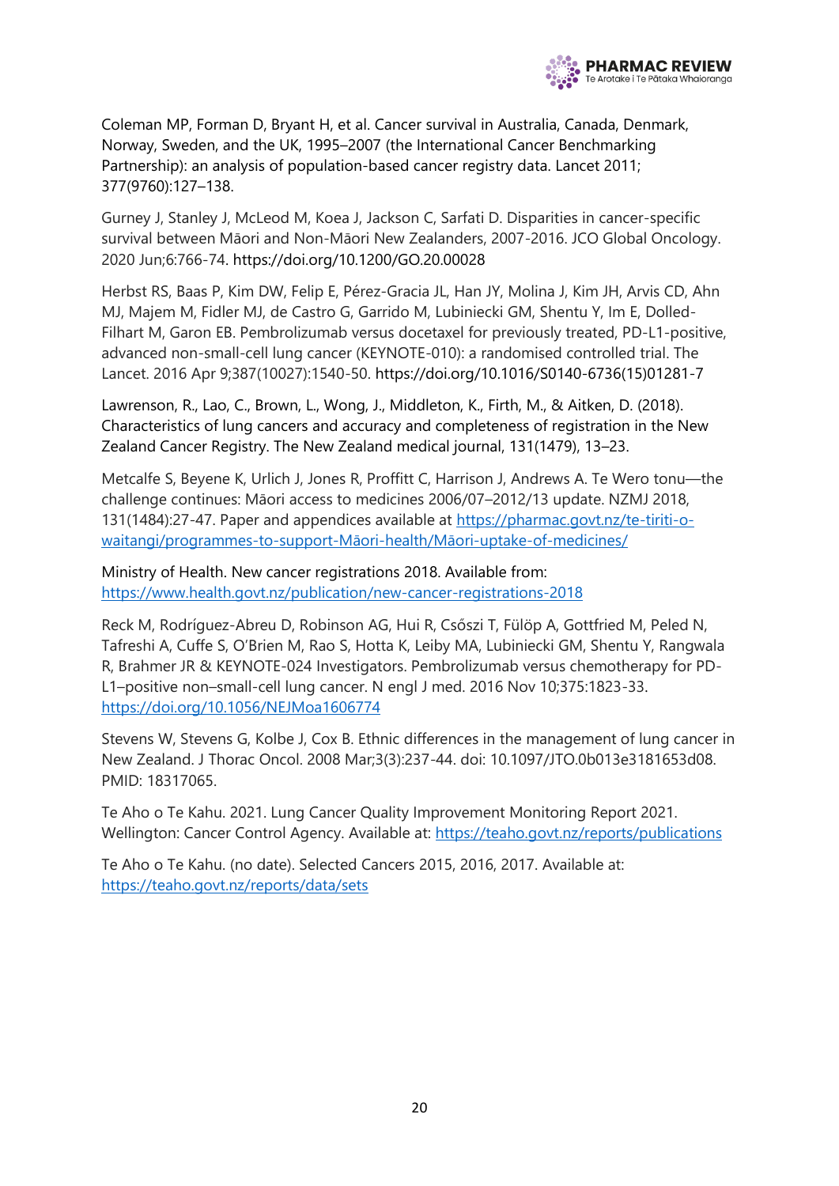Coleman MP, Forman D, Bryant H, et al. Cancer survival in Australia, Canada, Denmark, Norway, Sweden, and the UK, 1995–2007 (the International Cancer Benchmarking Partnership): an analysis of population-based cancer registry data. Lancet 2011; 377(9760):127–138.

Gurney J, Stanley J, McLeod M, Koea J, Jackson C, Sarfati D. Disparities in cancer-specific survival between Māori and Non-Māori New Zealanders, 2007-2016. JCO Global Oncology. 2020 Jun;6:766-74. https://doi.org/10.1200/GO.20.00028

Herbst RS, Baas P, Kim DW, Felip E, Pérez-Gracia JL, Han JY, Molina J, Kim JH, Arvis CD, Ahn MJ, Majem M, Fidler MJ, de Castro G, Garrido M, Lubiniecki GM, Shentu Y, Im E, Dolled-Filhart M, Garon EB. Pembrolizumab versus docetaxel for previously treated, PD-L1-positive, advanced non-small-cell lung cancer (KEYNOTE-010): a randomised controlled trial. The Lancet. 2016 Apr 9;387(10027):1540-50. https://doi.org/10.1016/S0140-6736(15)01281-7

Lawrenson, R., Lao, C., Brown, L., Wong, J., Middleton, K., Firth, M., & Aitken, D. (2018). Characteristics of lung cancers and accuracy and completeness of registration in the New Zealand Cancer Registry. The New Zealand medical journal, 131(1479), 13–23.

Metcalfe S, Beyene K, Urlich J, Jones R, Proffitt C, Harrison J, Andrews A. Te Wero tonu—the challenge continues: Māori access to medicines 2006/07–2012/13 update. NZMJ 2018, 131(1484):27-47. Paper and appendices available at https://pharmac.govt.nz/te-tiriti-o-waitangi/programmes-to-support-Māori-health/Māori-uptake-of-medicines/

Ministry of Health. New cancer registrations 2018. Available from: https://www.health.govt.nz/publication/new-cancer-registrations-2018

Reck M, Rodríguez-Abreu D, Robinson AG, Hui R, Csőszi T, Fülöp A, Gottfried M, Peled N, Tafreshi A, Cuffe S, O'Brien M, Rao S, Hotta K, Leiby MA, Lubiniecki GM, Shentu Y, Rangwala R, Brahmer JR & KEYNOTE-024 Investigators. Pembrolizumab versus chemotherapy for PD-L1–positive non–small-cell lung cancer. N engl J med. 2016 Nov 10;375:1823-33. https://doi.org/10.1056/NEJMoa1606774

Stevens W, Stevens G, Kolbe J, Cox B. Ethnic differences in the management of lung cancer in New Zealand. J Thorac Oncol. 2008 Mar;3(3):237-44. doi: 10.1097/JTO.0b013e3181653d08. PMID: 18317065.

Te Aho o Te Kahu. 2021. Lung Cancer Quality Improvement Monitoring Report 2021. Wellington: Cancer Control Agency. Available at: https://teaho.govt.nz/reports/publications

Te Aho o Te Kahu. (no date). Selected Cancers 2015, 2016, 2017. Available at: https://teaho.govt.nz/reports/data/sets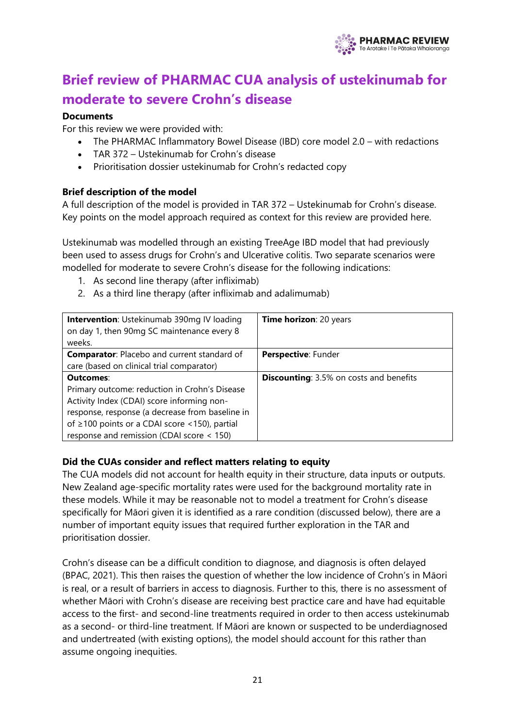# Brief review of PHARMAC CUA analysis of ustekinumab for moderate to severe Crohn's disease

**Documents**

For this review we were provided with:

- The PHARMAC Inflammatory Bowel Disease (IBD) core model 2.0 – with redactions
- TAR 372 – Ustekinumab for Crohn's disease
- Prioritisation dossier ustekinumab for Crohn's redacted copy

**Brief description of the model**

A full description of the model is provided in TAR 372 – Ustekinumab for Crohn's disease. Key points on the model approach required as context for this review are provided here.

Ustekinumab was modelled through an existing TreeAge IBD model that had previously been used to assess drugs for Crohn's and Ulcerative colitis. Two separate scenarios were modelled for moderate to severe Crohn's disease for the following indications:

1. As second line therapy (after infliximab)
2. As a third line therapy (after infliximab and adalimumab)

| **Intervention**: Ustekinumab 390mg IV loading on day 1, then 90mg SC maintenance every 8 weeks. | **Time horizon**: 20 years |
|---|---|
| **Comparator**: Placebo and current standard of care (based on clinical trial comparator) | **Perspective**: Funder |
| **Outcomes**: Primary outcome: reduction in Crohn's Disease Activity Index (CDAI) score informing non-response, response (a decrease from baseline in of ≥100 points or a CDAI score <150), partial response and remission (CDAI score < 150) | **Discounting**: 3.5% on costs and benefits |

**Did the CUAs consider and reflect matters relating to equity**

The CUA models did not account for health equity in their structure, data inputs or outputs. New Zealand age-specific mortality rates were used for the background mortality rate in these models. While it may be reasonable not to model a treatment for Crohn's disease specifically for Māori given it is identified as a rare condition (discussed below), there are a number of important equity issues that required further exploration in the TAR and prioritisation dossier.

Crohn's disease can be a difficult condition to diagnose, and diagnosis is often delayed (BPAC, 2021). This then raises the question of whether the low incidence of Crohn's in Māori is real, or a result of barriers in access to diagnosis. Further to this, there is no assessment of whether Māori with Crohn's disease are receiving best practice care and have had equitable access to the first- and second-line treatments required in order to then access ustekinumab as a second- or third-line treatment. If Māori are known or suspected to be underdiagnosed and undertreated (with existing options), the model should account for this rather than assume ongoing inequities.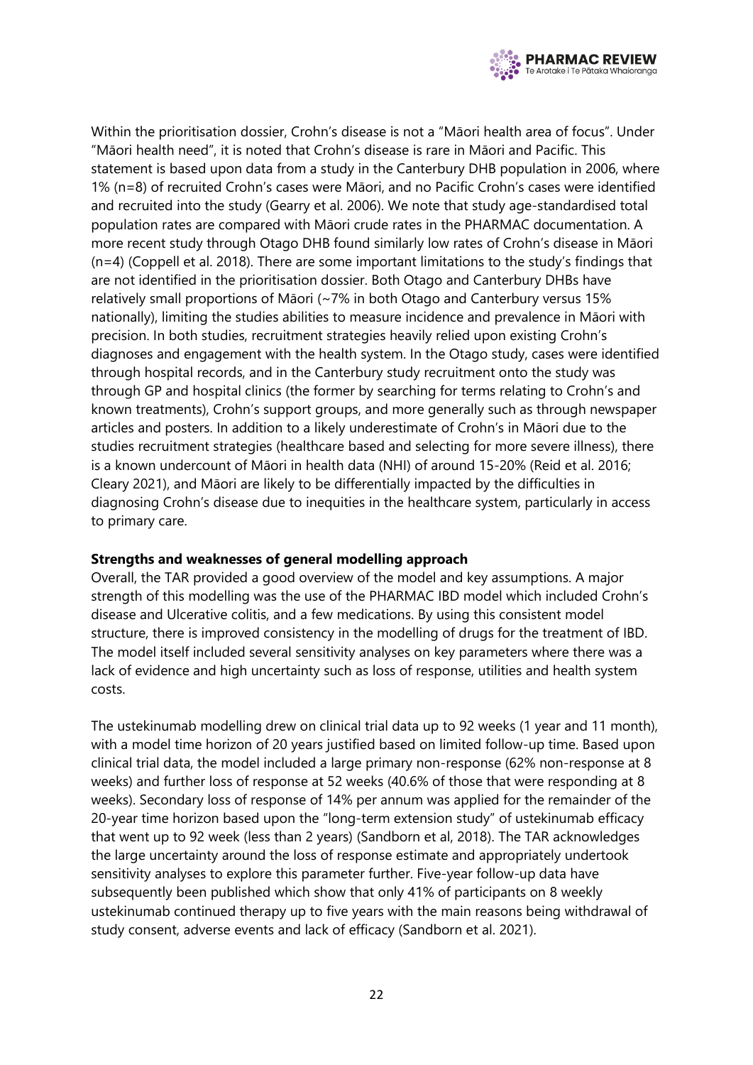Within the prioritisation dossier, Crohn's disease is not a "Māori health area of focus". Under "Māori health need", it is noted that Crohn's disease is rare in Māori and Pacific. This statement is based upon data from a study in the Canterbury DHB population in 2006, where 1% (n=8) of recruited Crohn's cases were Māori, and no Pacific Crohn's cases were identified and recruited into the study (Gearry et al. 2006). We note that study age-standardised total population rates are compared with Māori crude rates in the PHARMAC documentation. A more recent study through Otago DHB found similarly low rates of Crohn's disease in Māori (n=4) (Coppell et al. 2018). There are some important limitations to the study's findings that are not identified in the prioritisation dossier. Both Otago and Canterbury DHBs have relatively small proportions of Māori (~7% in both Otago and Canterbury versus 15% nationally), limiting the studies abilities to measure incidence and prevalence in Māori with precision. In both studies, recruitment strategies heavily relied upon existing Crohn's diagnoses and engagement with the health system. In the Otago study, cases were identified through hospital records, and in the Canterbury study recruitment onto the study was through GP and hospital clinics (the former by searching for terms relating to Crohn's and known treatments), Crohn's support groups, and more generally such as through newspaper articles and posters. In addition to a likely underestimate of Crohn's in Māori due to the studies recruitment strategies (healthcare based and selecting for more severe illness), there is a known undercount of Māori in health data (NHI) of around 15-20% (Reid et al. 2016; Cleary 2021), and Māori are likely to be differentially impacted by the difficulties in diagnosing Crohn's disease due to inequities in the healthcare system, particularly in access to primary care.

**Strengths and weaknesses of general modelling approach**

Overall, the TAR provided a good overview of the model and key assumptions. A major strength of this modelling was the use of the PHARMAC IBD model which included Crohn's disease and Ulcerative colitis, and a few medications. By using this consistent model structure, there is improved consistency in the modelling of drugs for the treatment of IBD. The model itself included several sensitivity analyses on key parameters where there was a lack of evidence and high uncertainty such as loss of response, utilities and health system costs.

The ustekinumab modelling drew on clinical trial data up to 92 weeks (1 year and 11 month), with a model time horizon of 20 years justified based on limited follow-up time. Based upon clinical trial data, the model included a large primary non-response (62% non-response at 8 weeks) and further loss of response at 52 weeks (40.6% of those that were responding at 8 weeks). Secondary loss of response of 14% per annum was applied for the remainder of the 20-year time horizon based upon the "long-term extension study" of ustekinumab efficacy that went up to 92 week (less than 2 years) (Sandborn et al, 2018). The TAR acknowledges the large uncertainty around the loss of response estimate and appropriately undertook sensitivity analyses to explore this parameter further. Five-year follow-up data have subsequently been published which show that only 41% of participants on 8 weekly ustekinumab continued therapy up to five years with the main reasons being withdrawal of study consent, adverse events and lack of efficacy (Sandborn et al. 2021).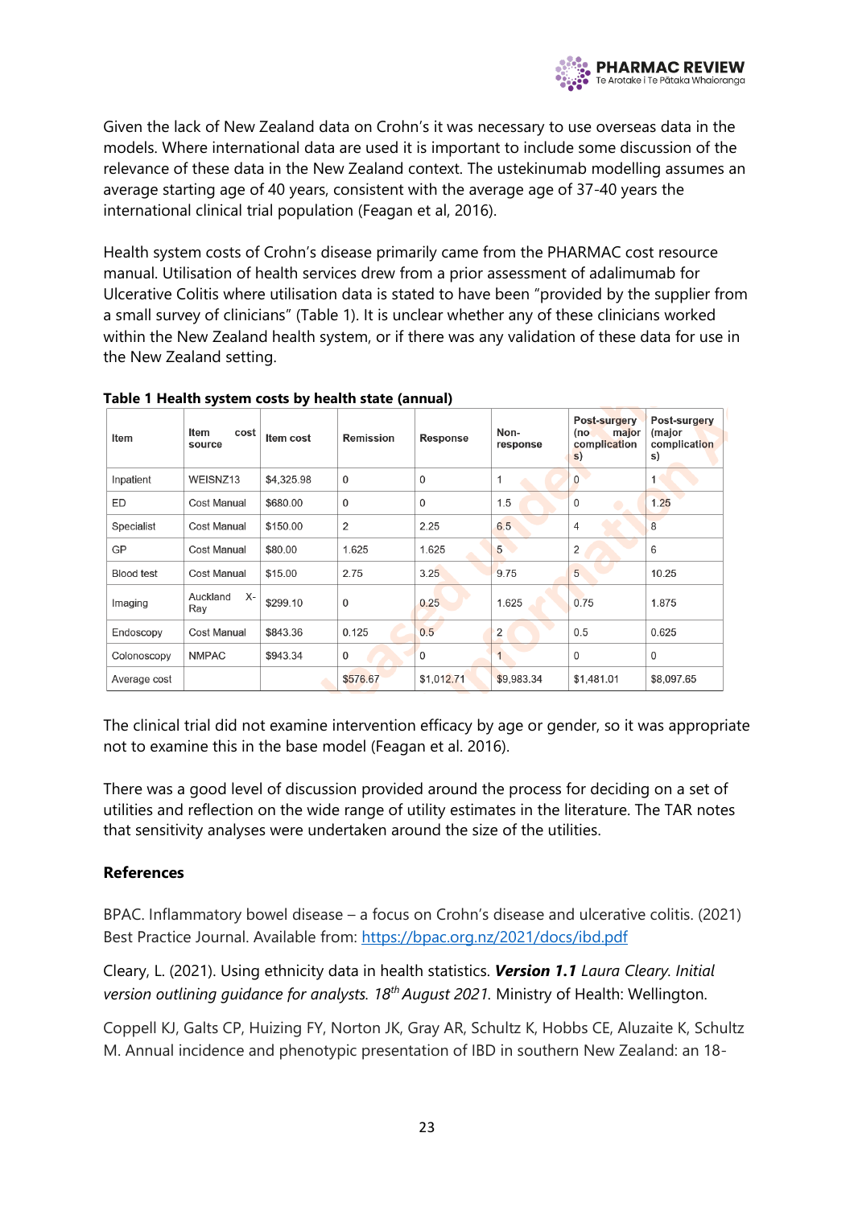Given the lack of New Zealand data on Crohn's it was necessary to use overseas data in the models. Where international data are used it is important to include some discussion of the relevance of these data in the New Zealand context. The ustekinumab modelling assumes an average starting age of 40 years, consistent with the average age of 37-40 years the international clinical trial population (Feagan et al, 2016).

Health system costs of Crohn's disease primarily came from the PHARMAC cost resource manual. Utilisation of health services drew from a prior assessment of adalimumab for Ulcerative Colitis where utilisation data is stated to have been "provided by the supplier from a small survey of clinicians" (Table 1). It is unclear whether any of these clinicians worked within the New Zealand health system, or if there was any validation of these data for use in the New Zealand setting.

**Table 1 Health system costs by health state (annual)**

| Item | Item cost source | Item cost | Remission | Response | Non-response | Post-surgery (no major complications) | Post-surgery (major complications) |
|---|---|---|---|---|---|---|---|
| Inpatient | WEISNZ13 | $4,325.98 | 0 | 0 | 1 | 0 | 1 |
| ED | Cost Manual | $680.00 | 0 | 0 | 1.5 | 0 | 1.25 |
| Specialist | Cost Manual | $150.00 | 2 | 2.25 | 6.5 | 4 | 8 |
| GP | Cost Manual | $80.00 | 1.625 | 1.625 | 5 | 2 | 6 |
| Blood test | Cost Manual | $15.00 | 2.75 | 3.25 | 9.75 | 5 | 10.25 |
| Imaging | Auckland X-Ray | $299.10 | 0 | 0.25 | 1.625 | 0.75 | 1.875 |
| Endoscopy | Cost Manual | $843.36 | 0.125 | 0.5 | 2 | 0.5 | 0.625 |
| Colonoscopy | NMPAC | $943.34 | 0 | 0 | 1 | 0 | 0 |
| Average cost | | | $576.67 | $1,012.71 | $9,983.34 | $1,481.01 | $8,097.65 |

The clinical trial did not examine intervention efficacy by age or gender, so it was appropriate not to examine this in the base model (Feagan et al. 2016).

There was a good level of discussion provided around the process for deciding on a set of utilities and reflection on the wide range of utility estimates in the literature. The TAR notes that sensitivity analyses were undertaken around the size of the utilities.

## References

BPAC. Inflammatory bowel disease – a focus on Crohn's disease and ulcerative colitis. (2021) Best Practice Journal. Available from: https://bpac.org.nz/2021/docs/ibd.pdf

Cleary, L. (2021). Using ethnicity data in health statistics. ***Version 1.1*** *Laura Cleary. Initial version outlining guidance for analysts. 18th August 2021.* Ministry of Health: Wellington.

Coppell KJ, Galts CP, Huizing FY, Norton JK, Gray AR, Schultz K, Hobbs CE, Aluzaite K, Schultz M. Annual incidence and phenotypic presentation of IBD in southern New Zealand: an 18-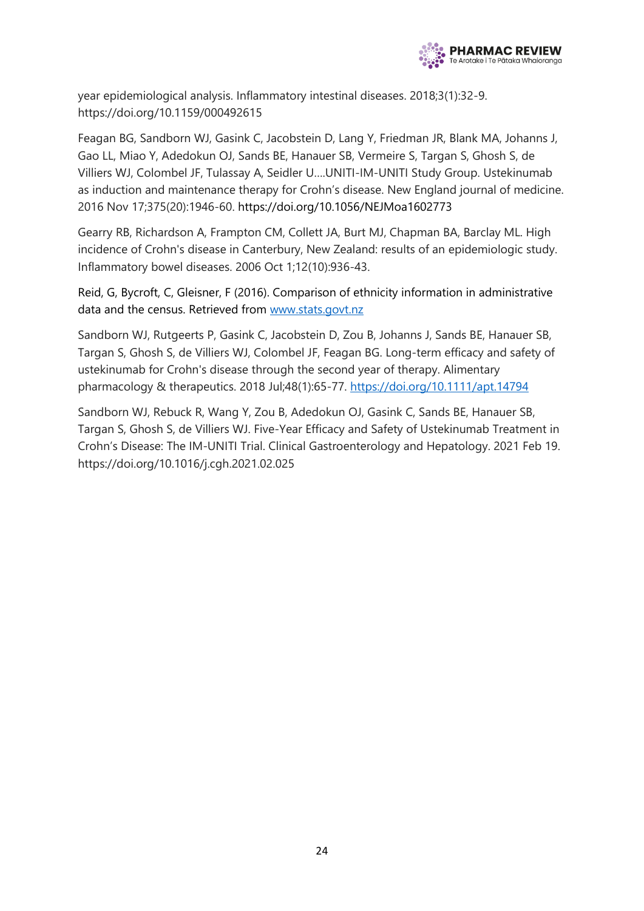year epidemiological analysis. Inflammatory intestinal diseases. 2018;3(1):32-9. https://doi.org/10.1159/000492615

Feagan BG, Sandborn WJ, Gasink C, Jacobstein D, Lang Y, Friedman JR, Blank MA, Johanns J, Gao LL, Miao Y, Adedokun OJ, Sands BE, Hanauer SB, Vermeire S, Targan S, Ghosh S, de Villiers WJ, Colombel JF, Tulassay A, Seidler U….UNITI-IM-UNITI Study Group. Ustekinumab as induction and maintenance therapy for Crohn's disease. New England journal of medicine. 2016 Nov 17;375(20):1946-60. https://doi.org/10.1056/NEJMoa1602773

Gearry RB, Richardson A, Frampton CM, Collett JA, Burt MJ, Chapman BA, Barclay ML. High incidence of Crohn's disease in Canterbury, New Zealand: results of an epidemiologic study. Inflammatory bowel diseases. 2006 Oct 1;12(10):936-43.

Reid, G, Bycroft, C, Gleisner, F (2016). Comparison of ethnicity information in administrative data and the census. Retrieved from [www.stats.govt.nz](www.stats.govt.nz)

Sandborn WJ, Rutgeerts P, Gasink C, Jacobstein D, Zou B, Johanns J, Sands BE, Hanauer SB, Targan S, Ghosh S, de Villiers WJ, Colombel JF, Feagan BG. Long-term efficacy and safety of ustekinumab for Crohn's disease through the second year of therapy. Alimentary pharmacology & therapeutics. 2018 Jul;48(1):65-77. [https://doi.org/10.1111/apt.14794](https://doi.org/10.1111/apt.14794)

Sandborn WJ, Rebuck R, Wang Y, Zou B, Adedokun OJ, Gasink C, Sands BE, Hanauer SB, Targan S, Ghosh S, de Villiers WJ. Five-Year Efficacy and Safety of Ustekinumab Treatment in Crohn's Disease: The IM-UNITI Trial. Clinical Gastroenterology and Hepatology. 2021 Feb 19. https://doi.org/10.1016/j.cgh.2021.02.025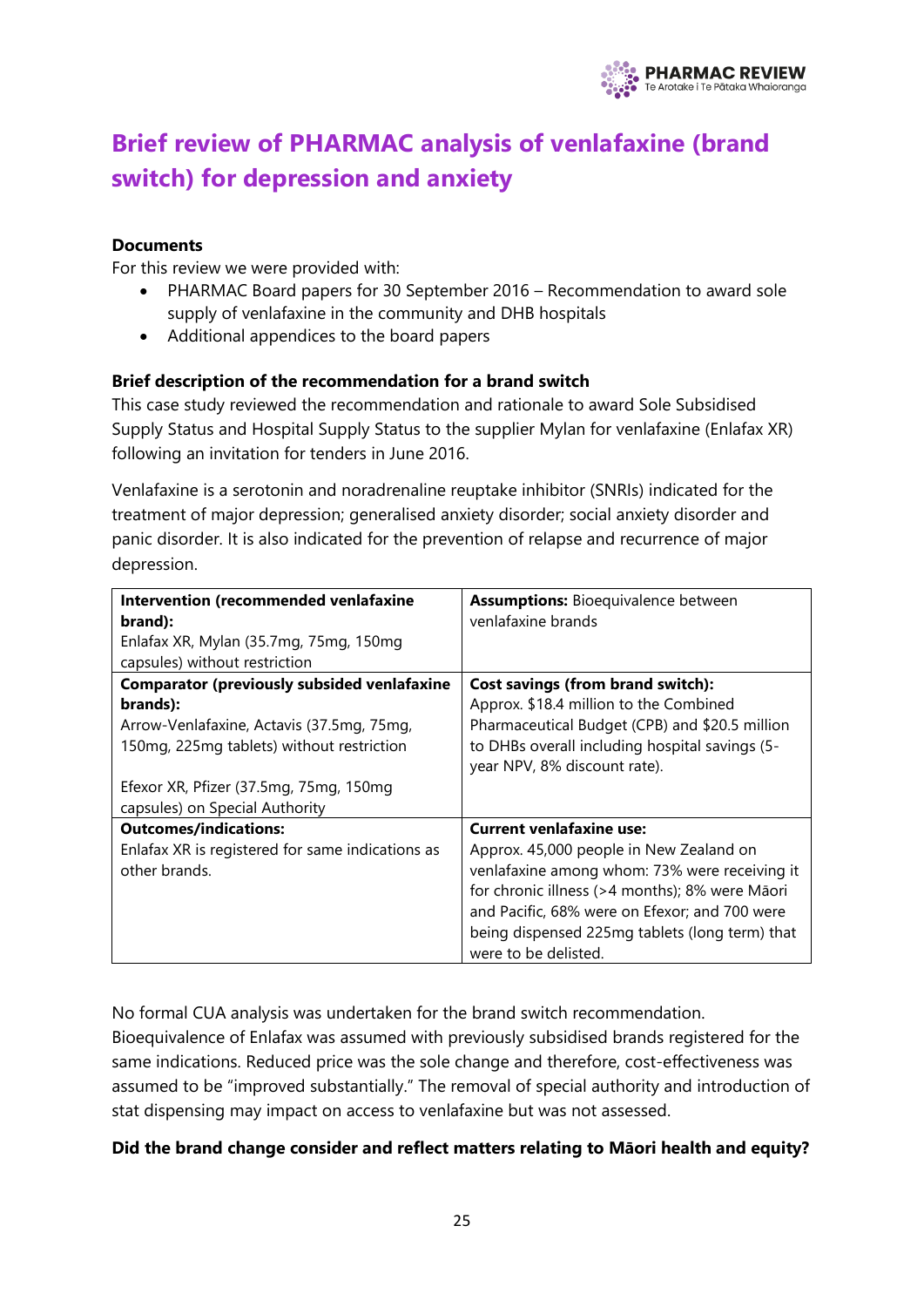# Brief review of PHARMAC analysis of venlafaxine (brand switch) for depression and anxiety

**Documents**

For this review we were provided with:

- PHARMAC Board papers for 30 September 2016 – Recommendation to award sole supply of venlafaxine in the community and DHB hospitals
- Additional appendices to the board papers

**Brief description of the recommendation for a brand switch**

This case study reviewed the recommendation and rationale to award Sole Subsidised Supply Status and Hospital Supply Status to the supplier Mylan for venlafaxine (Enlafax XR) following an invitation for tenders in June 2016.

Venlafaxine is a serotonin and noradrenaline reuptake inhibitor (SNRIs) indicated for the treatment of major depression; generalised anxiety disorder; social anxiety disorder and panic disorder. It is also indicated for the prevention of relapse and recurrence of major depression.

| | |
|---|---|
| **Intervention (recommended venlafaxine brand):** Enlafax XR, Mylan (35.7mg, 75mg, 150mg capsules) without restriction | **Assumptions:** Bioequivalence between venlafaxine brands |
| **Comparator (previously subsided venlafaxine brands):** Arrow-Venlafaxine, Actavis (37.5mg, 75mg, 150mg, 225mg tablets) without restriction<br><br>Efexor XR, Pfizer (37.5mg, 75mg, 150mg capsules) on Special Authority | **Cost savings (from brand switch):** Approx. $18.4 million to the Combined Pharmaceutical Budget (CPB) and $20.5 million to DHBs overall including hospital savings (5-year NPV, 8% discount rate). |
| **Outcomes/indications:** Enlafax XR is registered for same indications as other brands. | **Current venlafaxine use:** Approx. 45,000 people in New Zealand on venlafaxine among whom: 73% were receiving it for chronic illness (>4 months); 8% were Māori and Pacific, 68% were on Efexor; and 700 were being dispensed 225mg tablets (long term) that were to be delisted. |

No formal CUA analysis was undertaken for the brand switch recommendation. Bioequivalence of Enlafax was assumed with previously subsidised brands registered for the same indications. Reduced price was the sole change and therefore, cost-effectiveness was assumed to be "improved substantially." The removal of special authority and introduction of stat dispensing may impact on access to venlafaxine but was not assessed.

**Did the brand change consider and reflect matters relating to Māori health and equity?**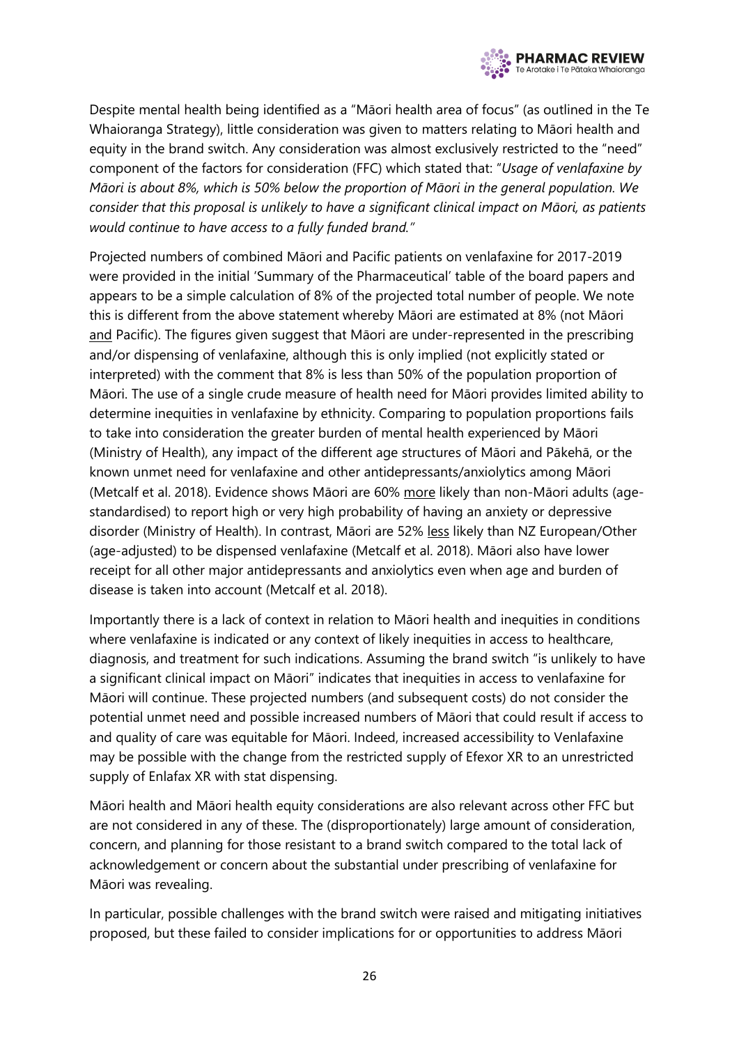Despite mental health being identified as a "Māori health area of focus" (as outlined in the Te Whaioranga Strategy), little consideration was given to matters relating to Māori health and equity in the brand switch. Any consideration was almost exclusively restricted to the "need" component of the factors for consideration (FFC) which stated that: "*Usage of venlafaxine by Māori is about 8%, which is 50% below the proportion of Māori in the general population. We consider that this proposal is unlikely to have a significant clinical impact on Māori, as patients would continue to have access to a fully funded brand.*"

Projected numbers of combined Māori and Pacific patients on venlafaxine for 2017-2019 were provided in the initial 'Summary of the Pharmaceutical' table of the board papers and appears to be a simple calculation of 8% of the projected total number of people. We note this is different from the above statement whereby Māori are estimated at 8% (not Māori <u>and</u> Pacific). The figures given suggest that Māori are under-represented in the prescribing and/or dispensing of venlafaxine, although this is only implied (not explicitly stated or interpreted) with the comment that 8% is less than 50% of the population proportion of Māori. The use of a single crude measure of health need for Māori provides limited ability to determine inequities in venlafaxine by ethnicity. Comparing to population proportions fails to take into consideration the greater burden of mental health experienced by Māori (Ministry of Health), any impact of the different age structures of Māori and Pākehā, or the known unmet need for venlafaxine and other antidepressants/anxiolytics among Māori (Metcalf et al. 2018). Evidence shows Māori are 60% <u>more</u> likely than non-Māori adults (age-standardised) to report high or very high probability of having an anxiety or depressive disorder (Ministry of Health). In contrast, Māori are 52% <u>less</u> likely than NZ European/Other (age-adjusted) to be dispensed venlafaxine (Metcalf et al. 2018). Māori also have lower receipt for all other major antidepressants and anxiolytics even when age and burden of disease is taken into account (Metcalf et al. 2018).

Importantly there is a lack of context in relation to Māori health and inequities in conditions where venlafaxine is indicated or any context of likely inequities in access to healthcare, diagnosis, and treatment for such indications. Assuming the brand switch "is unlikely to have a significant clinical impact on Māori" indicates that inequities in access to venlafaxine for Māori will continue. These projected numbers (and subsequent costs) do not consider the potential unmet need and possible increased numbers of Māori that could result if access to and quality of care was equitable for Māori. Indeed, increased accessibility to Venlafaxine may be possible with the change from the restricted supply of Efexor XR to an unrestricted supply of Enlafax XR with stat dispensing.

Māori health and Māori health equity considerations are also relevant across other FFC but are not considered in any of these. The (disproportionately) large amount of consideration, concern, and planning for those resistant to a brand switch compared to the total lack of acknowledgement or concern about the substantial under prescribing of venlafaxine for Māori was revealing.

In particular, possible challenges with the brand switch were raised and mitigating initiatives proposed, but these failed to consider implications for or opportunities to address Māori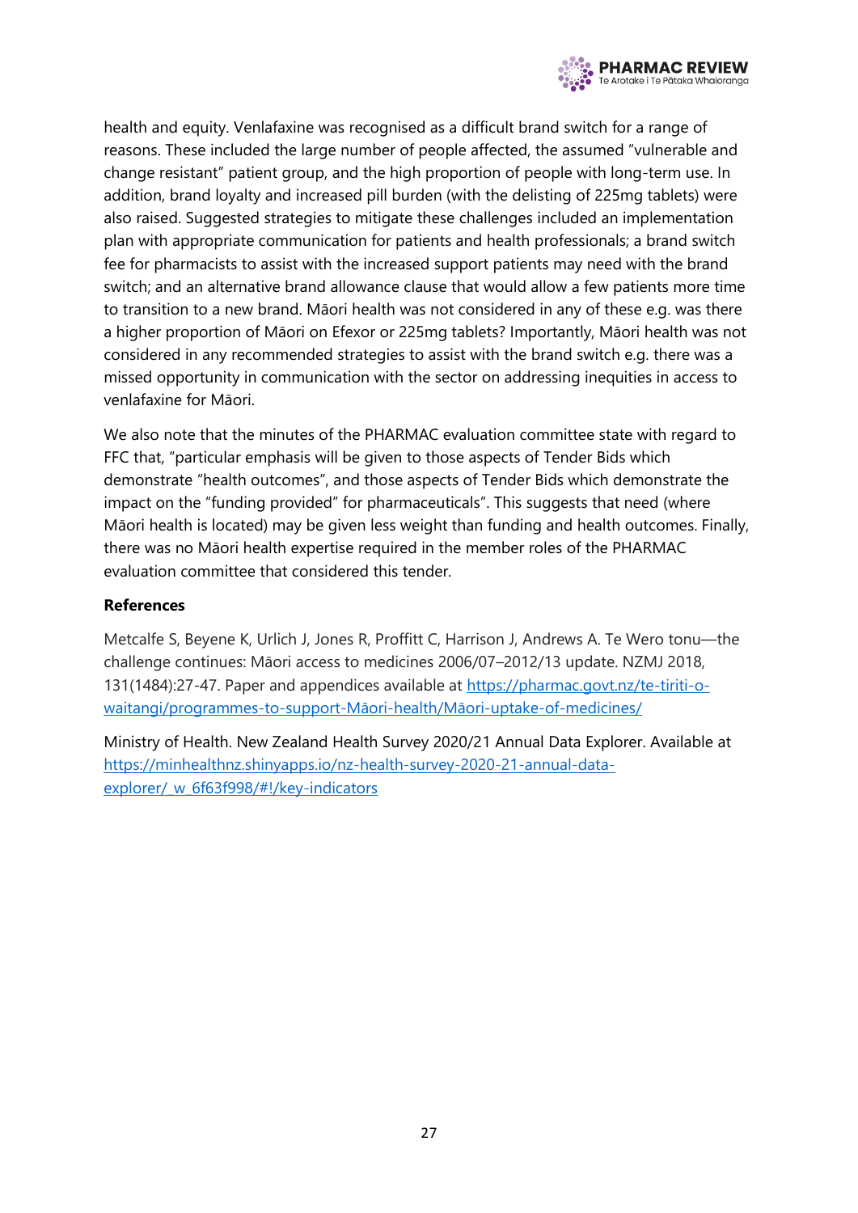health and equity. Venlafaxine was recognised as a difficult brand switch for a range of reasons. These included the large number of people affected, the assumed "vulnerable and change resistant" patient group, and the high proportion of people with long-term use. In addition, brand loyalty and increased pill burden (with the delisting of 225mg tablets) were also raised. Suggested strategies to mitigate these challenges included an implementation plan with appropriate communication for patients and health professionals; a brand switch fee for pharmacists to assist with the increased support patients may need with the brand switch; and an alternative brand allowance clause that would allow a few patients more time to transition to a new brand. Māori health was not considered in any of these e.g. was there a higher proportion of Māori on Efexor or 225mg tablets? Importantly, Māori health was not considered in any recommended strategies to assist with the brand switch e.g. there was a missed opportunity in communication with the sector on addressing inequities in access to venlafaxine for Māori.

We also note that the minutes of the PHARMAC evaluation committee state with regard to FFC that, "particular emphasis will be given to those aspects of Tender Bids which demonstrate "health outcomes", and those aspects of Tender Bids which demonstrate the impact on the "funding provided" for pharmaceuticals". This suggests that need (where Māori health is located) may be given less weight than funding and health outcomes. Finally, there was no Māori health expertise required in the member roles of the PHARMAC evaluation committee that considered this tender.

**References**

Metcalfe S, Beyene K, Urlich J, Jones R, Proffitt C, Harrison J, Andrews A. Te Wero tonu—the challenge continues: Māori access to medicines 2006/07–2012/13 update. NZMJ 2018, 131(1484):27-47. Paper and appendices available at [https://pharmac.govt.nz/te-tiriti-o-waitangi/programmes-to-support-Māori-health/Māori-uptake-of-medicines/](https://pharmac.govt.nz/te-tiriti-o-waitangi/programmes-to-support-Māori-health/Māori-uptake-of-medicines/)

Ministry of Health. New Zealand Health Survey 2020/21 Annual Data Explorer. Available at [https://minhealthnz.shinyapps.io/nz-health-survey-2020-21-annual-data-explorer/_w_6f63f998/#!/key-indicators](https://minhealthnz.shinyapps.io/nz-health-survey-2020-21-annual-data-explorer/_w_6f63f998/#!/key-indicators)